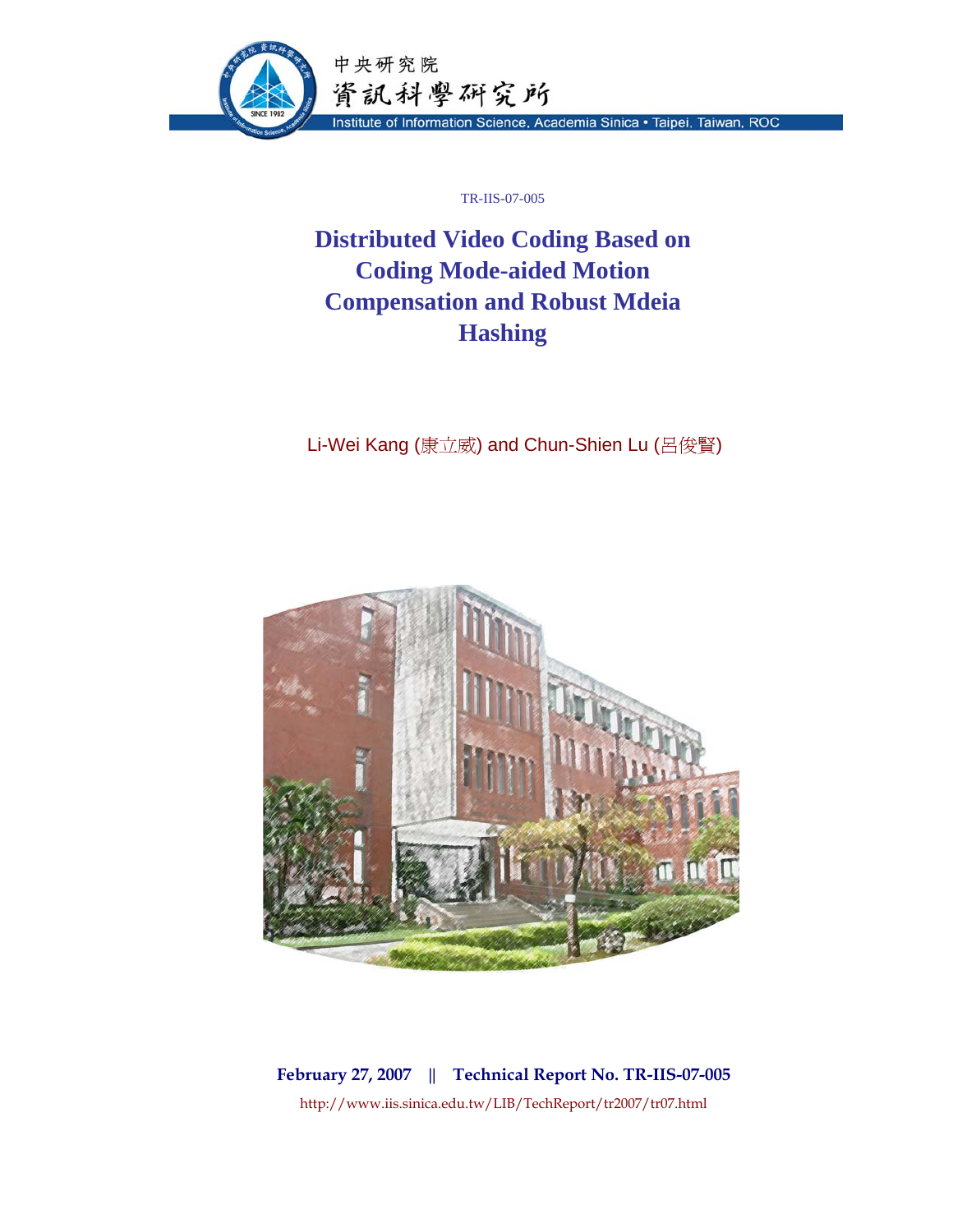中央研究院
資訊科學研究所
Institute of Information Science, Academia Sinica • Taipei, Taiwan, ROC

TR-IIS-07-005

# Distributed Video Coding Based on Coding Mode-aided Motion Compensation and Robust Mdeia Hashing

Li-Wei Kang (康立威) and Chun-Shien Lu (呂俊賢)

**February 27, 2007 || Technical Report No. TR-IIS-07-005**

http://www.iis.sinica.edu.tw/LIB/TechReport/tr2007/tr07.html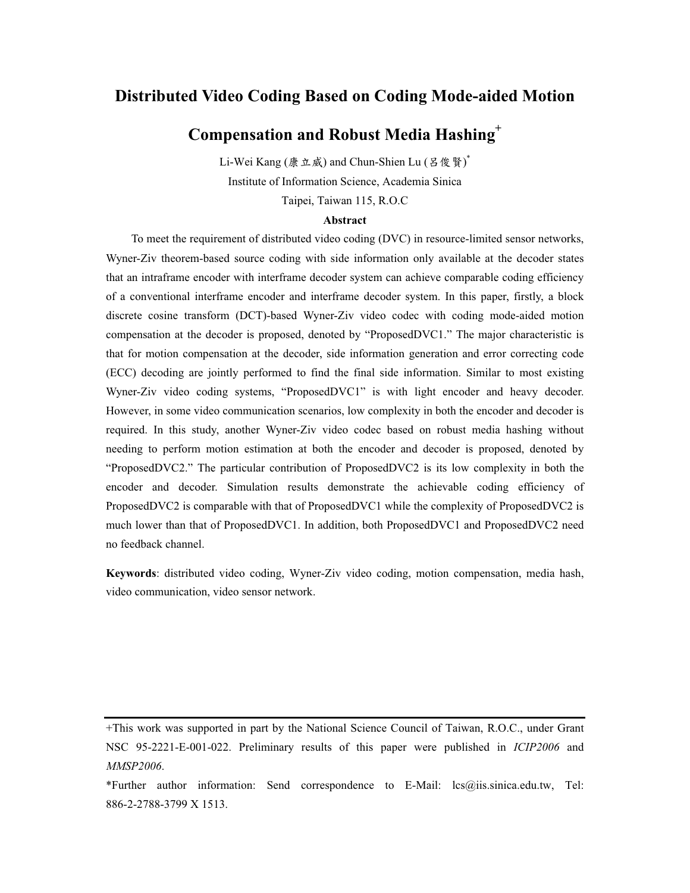# Distributed Video Coding Based on Coding Mode-aided Motion Compensation and Robust Media Hashing+

Li-Wei Kang (康立威) and Chun-Shien Lu (呂俊賢)*

Institute of Information Science, Academia Sinica

Taipei, Taiwan 115, R.O.C

## Abstract

To meet the requirement of distributed video coding (DVC) in resource-limited sensor networks, Wyner-Ziv theorem-based source coding with side information only available at the decoder states that an intraframe encoder with interframe decoder system can achieve comparable coding efficiency of a conventional interframe encoder and interframe decoder system. In this paper, firstly, a block discrete cosine transform (DCT)-based Wyner-Ziv video codec with coding mode-aided motion compensation at the decoder is proposed, denoted by "ProposedDVC1." The major characteristic is that for motion compensation at the decoder, side information generation and error correcting code (ECC) decoding are jointly performed to find the final side information. Similar to most existing Wyner-Ziv video coding systems, "ProposedDVC1" is with light encoder and heavy decoder. However, in some video communication scenarios, low complexity in both the encoder and decoder is required. In this study, another Wyner-Ziv video codec based on robust media hashing without needing to perform motion estimation at both the encoder and decoder is proposed, denoted by "ProposedDVC2." The particular contribution of ProposedDVC2 is its low complexity in both the encoder and decoder. Simulation results demonstrate the achievable coding efficiency of ProposedDVC2 is comparable with that of ProposedDVC1 while the complexity of ProposedDVC2 is much lower than that of ProposedDVC1. In addition, both ProposedDVC1 and ProposedDVC2 need no feedback channel.

**Keywords**: distributed video coding, Wyner-Ziv video coding, motion compensation, media hash, video communication, video sensor network.

---

+This work was supported in part by the National Science Council of Taiwan, R.O.C., under Grant NSC 95-2221-E-001-022. Preliminary results of this paper were published in *ICIP2006* and *MMSP2006*.

*Further author information: Send correspondence to E-Mail: lcs@iis.sinica.edu.tw, Tel: 886-2-2788-3799 X 1513.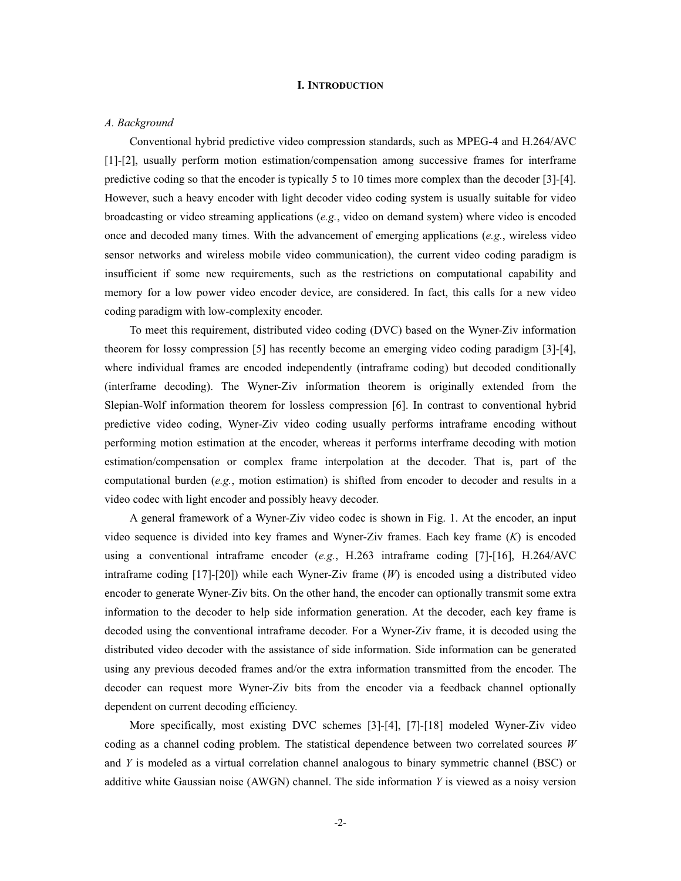## I. INTRODUCTION

### *A. Background*

Conventional hybrid predictive video compression standards, such as MPEG-4 and H.264/AVC [1]-[2], usually perform motion estimation/compensation among successive frames for interframe predictive coding so that the encoder is typically 5 to 10 times more complex than the decoder [3]-[4]. However, such a heavy encoder with light decoder video coding system is usually suitable for video broadcasting or video streaming applications (*e.g.*, video on demand system) where video is encoded once and decoded many times. With the advancement of emerging applications (*e.g.*, wireless video sensor networks and wireless mobile video communication), the current video coding paradigm is insufficient if some new requirements, such as the restrictions on computational capability and memory for a low power video encoder device, are considered. In fact, this calls for a new video coding paradigm with low-complexity encoder.

To meet this requirement, distributed video coding (DVC) based on the Wyner-Ziv information theorem for lossy compression [5] has recently become an emerging video coding paradigm [3]-[4], where individual frames are encoded independently (intraframe coding) but decoded conditionally (interframe decoding). The Wyner-Ziv information theorem is originally extended from the Slepian-Wolf information theorem for lossless compression [6]. In contrast to conventional hybrid predictive video coding, Wyner-Ziv video coding usually performs intraframe encoding without performing motion estimation at the encoder, whereas it performs interframe decoding with motion estimation/compensation or complex frame interpolation at the decoder. That is, part of the computational burden (*e.g.*, motion estimation) is shifted from encoder to decoder and results in a video codec with light encoder and possibly heavy decoder.

A general framework of a Wyner-Ziv video codec is shown in Fig. 1. At the encoder, an input video sequence is divided into key frames and Wyner-Ziv frames. Each key frame ($K$) is encoded using a conventional intraframe encoder (*e.g.*, H.263 intraframe coding [7]-[16], H.264/AVC intraframe coding [17]-[20]) while each Wyner-Ziv frame ($W$) is encoded using a distributed video encoder to generate Wyner-Ziv bits. On the other hand, the encoder can optionally transmit some extra information to the decoder to help side information generation. At the decoder, each key frame is decoded using the conventional intraframe decoder. For a Wyner-Ziv frame, it is decoded using the distributed video decoder with the assistance of side information. Side information can be generated using any previous decoded frames and/or the extra information transmitted from the encoder. The decoder can request more Wyner-Ziv bits from the encoder via a feedback channel optionally dependent on current decoding efficiency.

More specifically, most existing DVC schemes [3]-[4], [7]-[18] modeled Wyner-Ziv video coding as a channel coding problem. The statistical dependence between two correlated sources $W$ and $Y$ is modeled as a virtual correlation channel analogous to binary symmetric channel (BSC) or additive white Gaussian noise (AWGN) channel. The side information $Y$ is viewed as a noisy version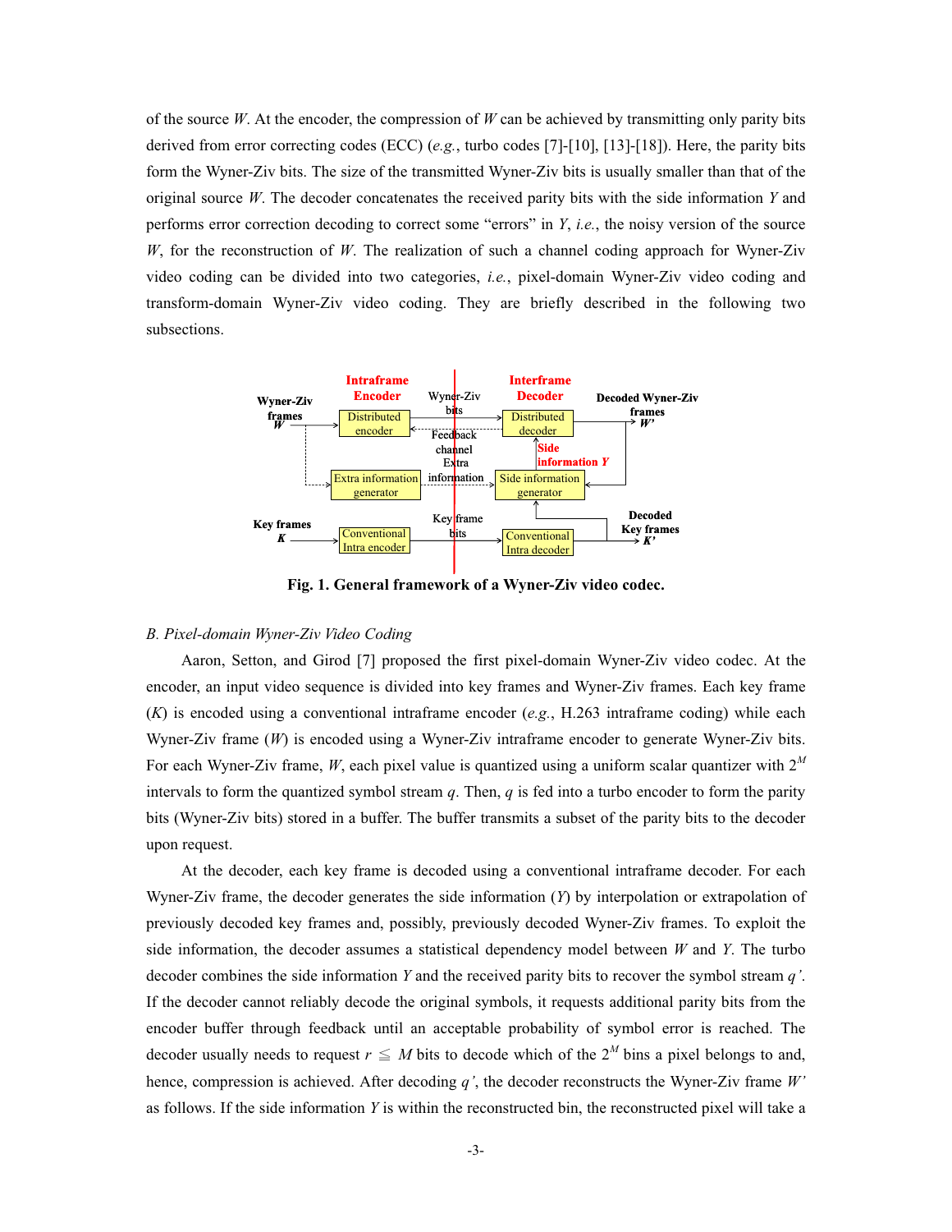of the source $W$. At the encoder, the compression of $W$ can be achieved by transmitting only parity bits derived from error correcting codes (ECC) (*e.g.*, turbo codes [7]-[10], [13]-[18]). Here, the parity bits form the Wyner-Ziv bits. The size of the transmitted Wyner-Ziv bits is usually smaller than that of the original source $W$. The decoder concatenates the received parity bits with the side information $Y$ and performs error correction decoding to correct some "errors" in $Y$, *i.e.*, the noisy version of the source $W$, for the reconstruction of $W$. The realization of such a channel coding approach for Wyner-Ziv video coding can be divided into two categories, *i.e.*, pixel-domain Wyner-Ziv video coding and transform-domain Wyner-Ziv video coding. They are briefly described in the following two subsections.

**Fig. 1. General framework of a Wyner-Ziv video codec.**

*B. Pixel-domain Wyner-Ziv Video Coding*

Aaron, Setton, and Girod [7] proposed the first pixel-domain Wyner-Ziv video codec. At the encoder, an input video sequence is divided into key frames and Wyner-Ziv frames. Each key frame ($K$) is encoded using a conventional intraframe encoder (*e.g.*, H.263 intraframe coding) while each Wyner-Ziv frame ($W$) is encoded using a Wyner-Ziv intraframe encoder to generate Wyner-Ziv bits. For each Wyner-Ziv frame, $W$, each pixel value is quantized using a uniform scalar quantizer with $2^M$ intervals to form the quantized symbol stream $q$. Then, $q$ is fed into a turbo encoder to form the parity bits (Wyner-Ziv bits) stored in a buffer. The buffer transmits a subset of the parity bits to the decoder upon request.

At the decoder, each key frame is decoded using a conventional intraframe decoder. For each Wyner-Ziv frame, the decoder generates the side information ($Y$) by interpolation or extrapolation of previously decoded key frames and, possibly, previously decoded Wyner-Ziv frames. To exploit the side information, the decoder assumes a statistical dependency model between $W$ and $Y$. The turbo decoder combines the side information $Y$ and the received parity bits to recover the symbol stream $q'$. If the decoder cannot reliably decode the original symbols, it requests additional parity bits from the encoder buffer through feedback until an acceptable probability of symbol error is reached. The decoder usually needs to request $r \leqq M$ bits to decode which of the $2^M$ bins a pixel belongs to and, hence, compression is achieved. After decoding $q'$, the decoder reconstructs the Wyner-Ziv frame $W'$ as follows. If the side information $Y$ is within the reconstructed bin, the reconstructed pixel will take a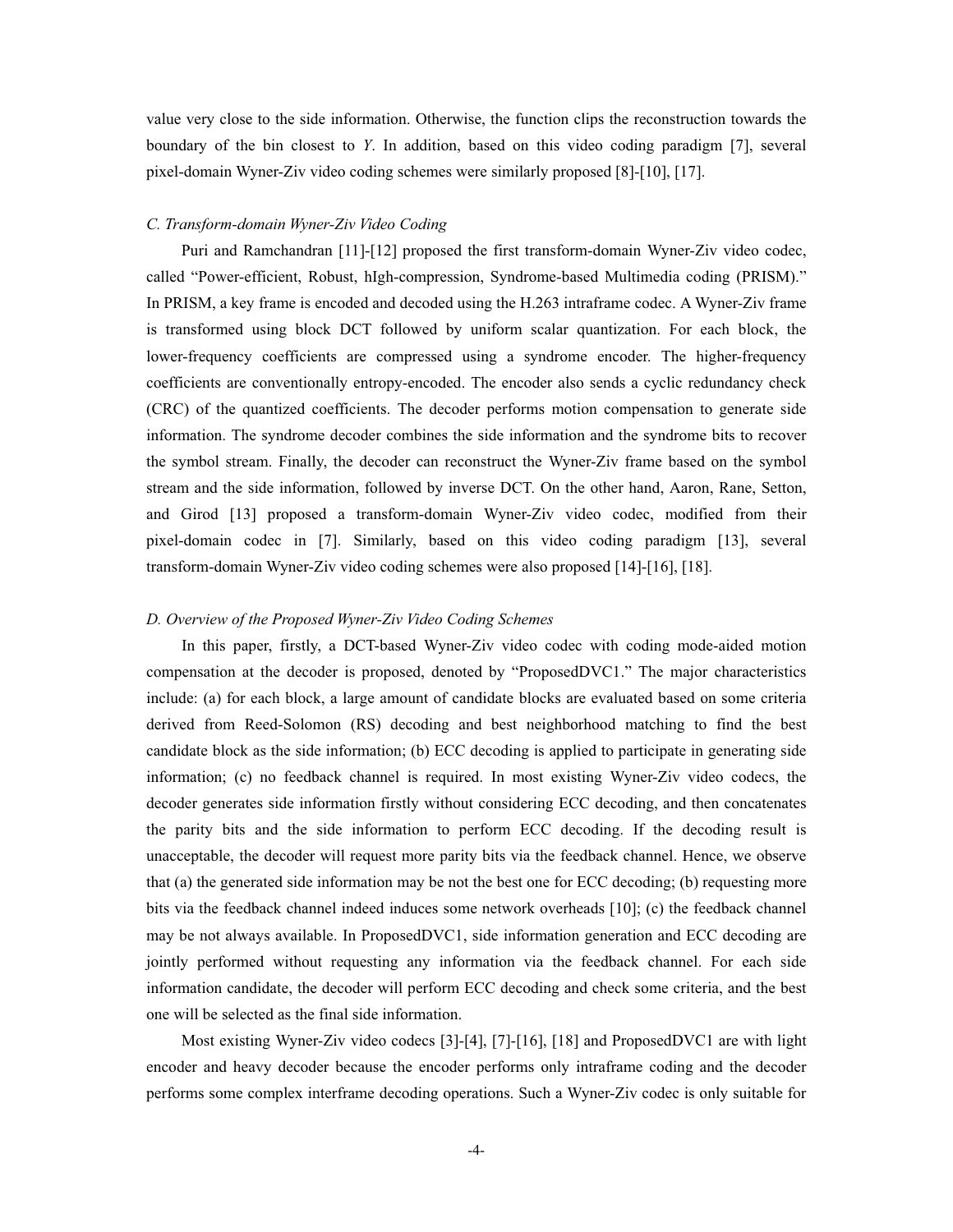value very close to the side information. Otherwise, the function clips the reconstruction towards the boundary of the bin closest to *Y*. In addition, based on this video coding paradigm [7], several pixel-domain Wyner-Ziv video coding schemes were similarly proposed [8]-[10], [17].

### *C. Transform-domain Wyner-Ziv Video Coding*

Puri and Ramchandran [11]-[12] proposed the first transform-domain Wyner-Ziv video codec, called "Power-efficient, Robust, hIgh-compression, Syndrome-based Multimedia coding (PRISM)." In PRISM, a key frame is encoded and decoded using the H.263 intraframe codec. A Wyner-Ziv frame is transformed using block DCT followed by uniform scalar quantization. For each block, the lower-frequency coefficients are compressed using a syndrome encoder. The higher-frequency coefficients are conventionally entropy-encoded. The encoder also sends a cyclic redundancy check (CRC) of the quantized coefficients. The decoder performs motion compensation to generate side information. The syndrome decoder combines the side information and the syndrome bits to recover the symbol stream. Finally, the decoder can reconstruct the Wyner-Ziv frame based on the symbol stream and the side information, followed by inverse DCT. On the other hand, Aaron, Rane, Setton, and Girod [13] proposed a transform-domain Wyner-Ziv video codec, modified from their pixel-domain codec in [7]. Similarly, based on this video coding paradigm [13], several transform-domain Wyner-Ziv video coding schemes were also proposed [14]-[16], [18].

### *D. Overview of the Proposed Wyner-Ziv Video Coding Schemes*

In this paper, firstly, a DCT-based Wyner-Ziv video codec with coding mode-aided motion compensation at the decoder is proposed, denoted by "ProposedDVC1." The major characteristics include: (a) for each block, a large amount of candidate blocks are evaluated based on some criteria derived from Reed-Solomon (RS) decoding and best neighborhood matching to find the best candidate block as the side information; (b) ECC decoding is applied to participate in generating side information; (c) no feedback channel is required. In most existing Wyner-Ziv video codecs, the decoder generates side information firstly without considering ECC decoding, and then concatenates the parity bits and the side information to perform ECC decoding. If the decoding result is unacceptable, the decoder will request more parity bits via the feedback channel. Hence, we observe that (a) the generated side information may be not the best one for ECC decoding; (b) requesting more bits via the feedback channel indeed induces some network overheads [10]; (c) the feedback channel may be not always available. In ProposedDVC1, side information generation and ECC decoding are jointly performed without requesting any information via the feedback channel. For each side information candidate, the decoder will perform ECC decoding and check some criteria, and the best one will be selected as the final side information.

Most existing Wyner-Ziv video codecs [3]-[4], [7]-[16], [18] and ProposedDVC1 are with light encoder and heavy decoder because the encoder performs only intraframe coding and the decoder performs some complex interframe decoding operations. Such a Wyner-Ziv codec is only suitable for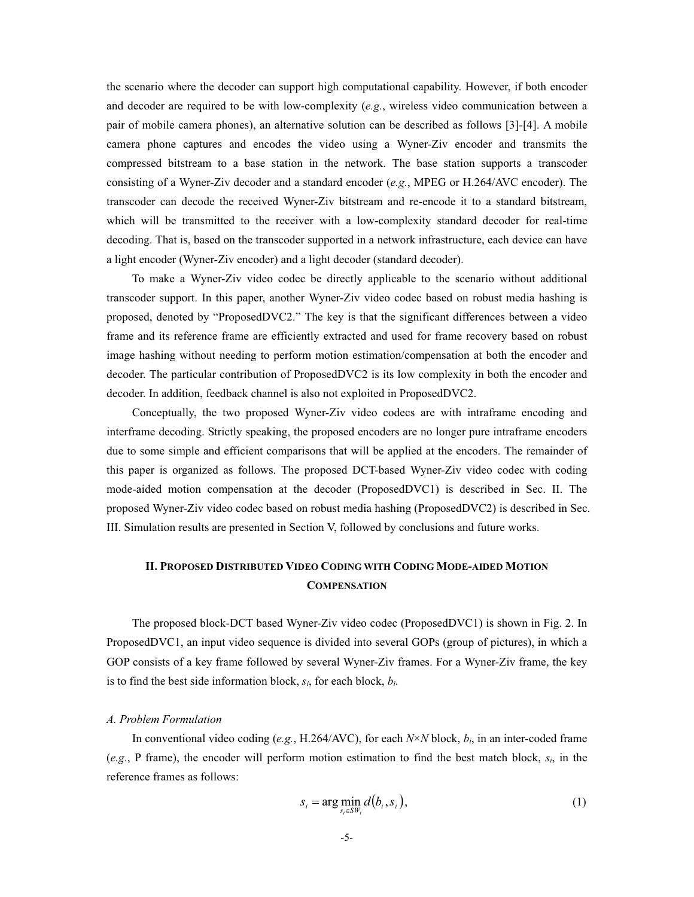the scenario where the decoder can support high computational capability. However, if both encoder and decoder are required to be with low-complexity (*e.g.*, wireless video communication between a pair of mobile camera phones), an alternative solution can be described as follows [3]-[4]. A mobile camera phone captures and encodes the video using a Wyner-Ziv encoder and transmits the compressed bitstream to a base station in the network. The base station supports a transcoder consisting of a Wyner-Ziv decoder and a standard encoder (*e.g.*, MPEG or H.264/AVC encoder). The transcoder can decode the received Wyner-Ziv bitstream and re-encode it to a standard bitstream, which will be transmitted to the receiver with a low-complexity standard decoder for real-time decoding. That is, based on the transcoder supported in a network infrastructure, each device can have a light encoder (Wyner-Ziv encoder) and a light decoder (standard decoder).

To make a Wyner-Ziv video codec be directly applicable to the scenario without additional transcoder support. In this paper, another Wyner-Ziv video codec based on robust media hashing is proposed, denoted by "ProposedDVC2." The key is that the significant differences between a video frame and its reference frame are efficiently extracted and used for frame recovery based on robust image hashing without needing to perform motion estimation/compensation at both the encoder and decoder. The particular contribution of ProposedDVC2 is its low complexity in both the encoder and decoder. In addition, feedback channel is also not exploited in ProposedDVC2.

Conceptually, the two proposed Wyner-Ziv video codecs are with intraframe encoding and interframe decoding. Strictly speaking, the proposed encoders are no longer pure intraframe encoders due to some simple and efficient comparisons that will be applied at the encoders. The remainder of this paper is organized as follows. The proposed DCT-based Wyner-Ziv video codec with coding mode-aided motion compensation at the decoder (ProposedDVC1) is described in Sec. II. The proposed Wyner-Ziv video codec based on robust media hashing (ProposedDVC2) is described in Sec. III. Simulation results are presented in Section V, followed by conclusions and future works.

## II. Proposed Distributed Video Coding with Coding Mode-aided Motion Compensation

The proposed block-DCT based Wyner-Ziv video codec (ProposedDVC1) is shown in Fig. 2. In ProposedDVC1, an input video sequence is divided into several GOPs (group of pictures), in which a GOP consists of a key frame followed by several Wyner-Ziv frames. For a Wyner-Ziv frame, the key is to find the best side information block, $s_i$, for each block, $b_i$.

### *A. Problem Formulation*

In conventional video coding (*e.g.*, H.264/AVC), for each $N \times N$ block, $b_i$, in an inter-coded frame (*e.g.*, P frame), the encoder will perform motion estimation to find the best match block, $s_i$, in the reference frames as follows:

$$s_i = \arg\min_{s_i \in SW_i} d(b_i, s_i), \tag{1}$$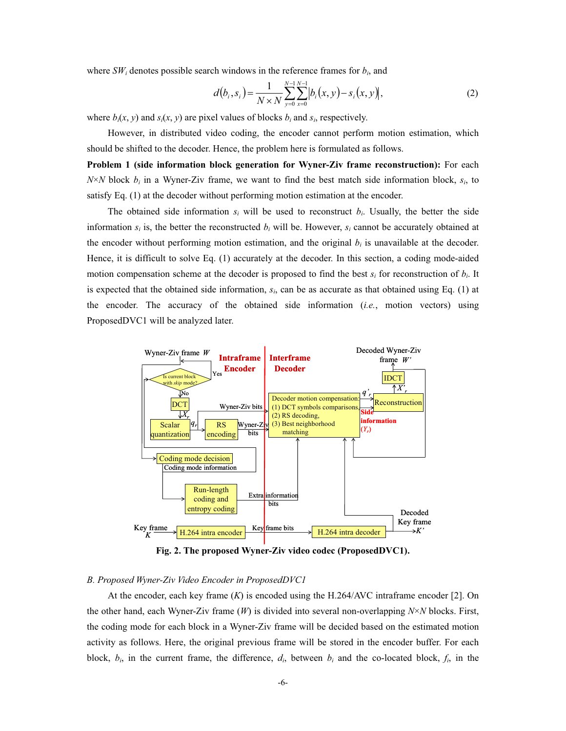where $SW_i$ denotes possible search windows in the reference frames for $b_i$, and

$$d(b_i, s_i) = \frac{1}{N \times N} \sum_{y=0}^{N-1} \sum_{x=0}^{N-1} \left| b_i(x, y) - s_i(x, y) \right|, \tag{2}$$

where $b_i(x, y)$ and $s_i(x, y)$ are pixel values of blocks $b_i$ and $s_i$, respectively.

However, in distributed video coding, the encoder cannot perform motion estimation, which should be shifted to the decoder. Hence, the problem here is formulated as follows.

**Problem 1 (side information block generation for Wyner-Ziv frame reconstruction):** For each $N \times N$ block $b_i$ in a Wyner-Ziv frame, we want to find the best match side information block, $s_i$, to satisfy Eq. (1) at the decoder without performing motion estimation at the encoder.

The obtained side information $s_i$ will be used to reconstruct $b_i$. Usually, the better the side information $s_i$ is, the better the reconstructed $b_i$ will be. However, $s_i$ cannot be accurately obtained at the encoder without performing motion estimation, and the original $b_i$ is unavailable at the decoder. Hence, it is difficult to solve Eq. (1) accurately at the decoder. In this section, a coding mode-aided motion compensation scheme at the decoder is proposed to find the best $s_i$ for reconstruction of $b_i$. It is expected that the obtained side information, $s_i$, can be as accurate as that obtained using Eq. (1) at the encoder. The accuracy of the obtained side information (*i.e.*, motion vectors) using ProposedDVC1 will be analyzed later.

**Fig. 2. The proposed Wyner-Ziv video codec (ProposedDVC1).**

*B. Proposed Wyner-Ziv Video Encoder in ProposedDVC1*

At the encoder, each key frame ($K$) is encoded using the H.264/AVC intraframe encoder [2]. On the other hand, each Wyner-Ziv frame ($W$) is divided into several non-overlapping $N \times N$ blocks. First, the coding mode for each block in a Wyner-Ziv frame will be decided based on the estimated motion activity as follows. Here, the original previous frame will be stored in the encoder buffer. For each block, $b_i$, in the current frame, the difference, $d_i$, between $b_i$ and the co-located block, $f_i$, in the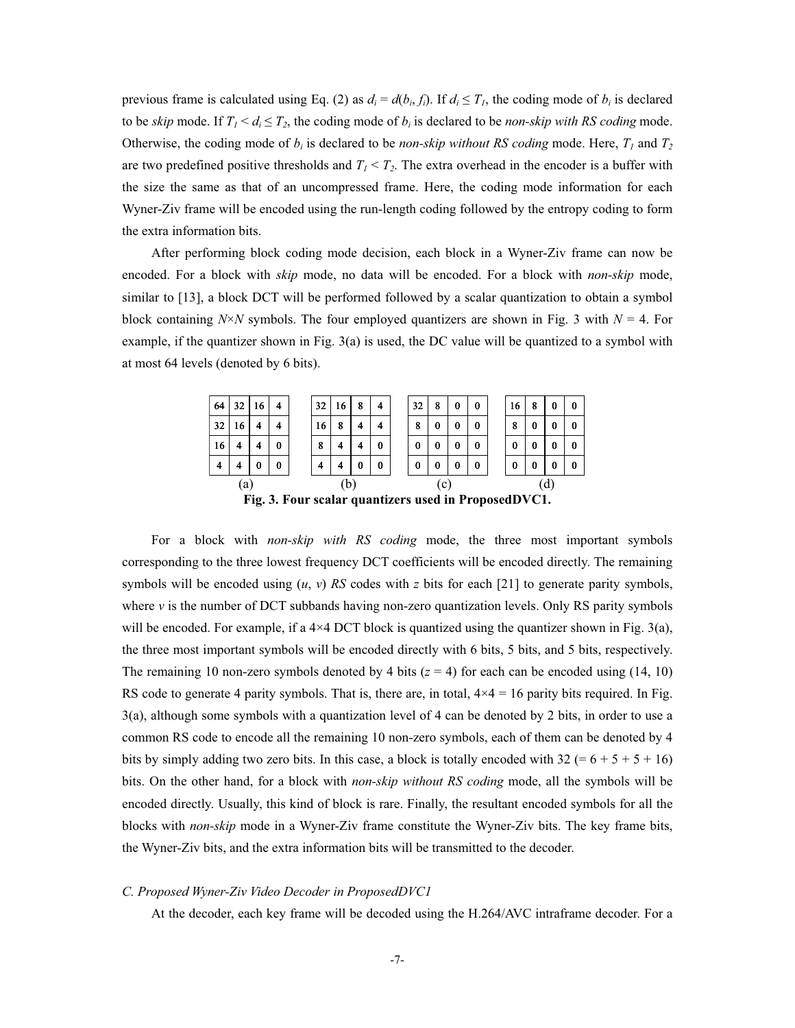previous frame is calculated using Eq. (2) as $d_i = d(b_i, f_i)$. If $d_i \leq T_1$, the coding mode of $b_i$ is declared to be *skip* mode. If $T_1 < d_i \leq T_2$, the coding mode of $b_i$ is declared to be *non-skip with RS coding* mode. Otherwise, the coding mode of $b_i$ is declared to be *non-skip without RS coding* mode. Here, $T_1$ and $T_2$ are two predefined positive thresholds and $T_1 < T_2$. The extra overhead in the encoder is a buffer with the size the same as that of an uncompressed frame. Here, the coding mode information for each Wyner-Ziv frame will be encoded using the run-length coding followed by the entropy coding to form the extra information bits.

After performing block coding mode decision, each block in a Wyner-Ziv frame can now be encoded. For a block with *skip* mode, no data will be encoded. For a block with *non-skip* mode, similar to [13], a block DCT will be performed followed by a scalar quantization to obtain a symbol block containing $N \times N$ symbols. The four employed quantizers are shown in Fig. 3 with $N = 4$. For example, if the quantizer shown in Fig. 3(a) is used, the DC value will be quantized to a symbol with at most 64 levels (denoted by 6 bits).

(a)

| | | | |
|---|---|---|---|
| 64 | 32 | 16 | 4 |
| 32 | 16 | 4 | 4 |
| 16 | 4 | 4 | 0 |
| 4 | 4 | 0 | 0 |

(b)

| | | | |
|---|---|---|---|
| 32 | 16 | 8 | 4 |
| 16 | 8 | 4 | 4 |
| 8 | 4 | 4 | 0 |
| 4 | 4 | 0 | 0 |

(c)

| | | | |
|---|---|---|---|
| 32 | 8 | 0 | 0 |
| 8 | 0 | 0 | 0 |
| 0 | 0 | 0 | 0 |
| 0 | 0 | 0 | 0 |

(d)

| | | | |
|---|---|---|---|
| 16 | 8 | 0 | 0 |
| 8 | 0 | 0 | 0 |
| 0 | 0 | 0 | 0 |
| 0 | 0 | 0 | 0 |

**Fig. 3. Four scalar quantizers used in ProposedDVC1.**

For a block with *non-skip with RS coding* mode, the three most important symbols corresponding to the three lowest frequency DCT coefficients will be encoded directly. The remaining symbols will be encoded using ($u$, $v$) *RS* codes with $z$ bits for each [21] to generate parity symbols, where $v$ is the number of DCT subbands having non-zero quantization levels. Only RS parity symbols will be encoded. For example, if a 4×4 DCT block is quantized using the quantizer shown in Fig. 3(a), the three most important symbols will be encoded directly with 6 bits, 5 bits, and 5 bits, respectively. The remaining 10 non-zero symbols denoted by 4 bits ($z = 4$) for each can be encoded using (14, 10) RS code to generate 4 parity symbols. That is, there are, in total, 4×4 = 16 parity bits required. In Fig. 3(a), although some symbols with a quantization level of 4 can be denoted by 2 bits, in order to use a common RS code to encode all the remaining 10 non-zero symbols, each of them can be denoted by 4 bits by simply adding two zero bits. In this case, a block is totally encoded with 32 (= 6 + 5 + 5 + 16) bits. On the other hand, for a block with *non-skip without RS coding* mode, all the symbols will be encoded directly. Usually, this kind of block is rare. Finally, the resultant encoded symbols for all the blocks with *non-skip* mode in a Wyner-Ziv frame constitute the Wyner-Ziv bits. The key frame bits, the Wyner-Ziv bits, and the extra information bits will be transmitted to the decoder.

### *C. Proposed Wyner-Ziv Video Decoder in ProposedDVC1*

At the decoder, each key frame will be decoded using the H.264/AVC intraframe decoder. For a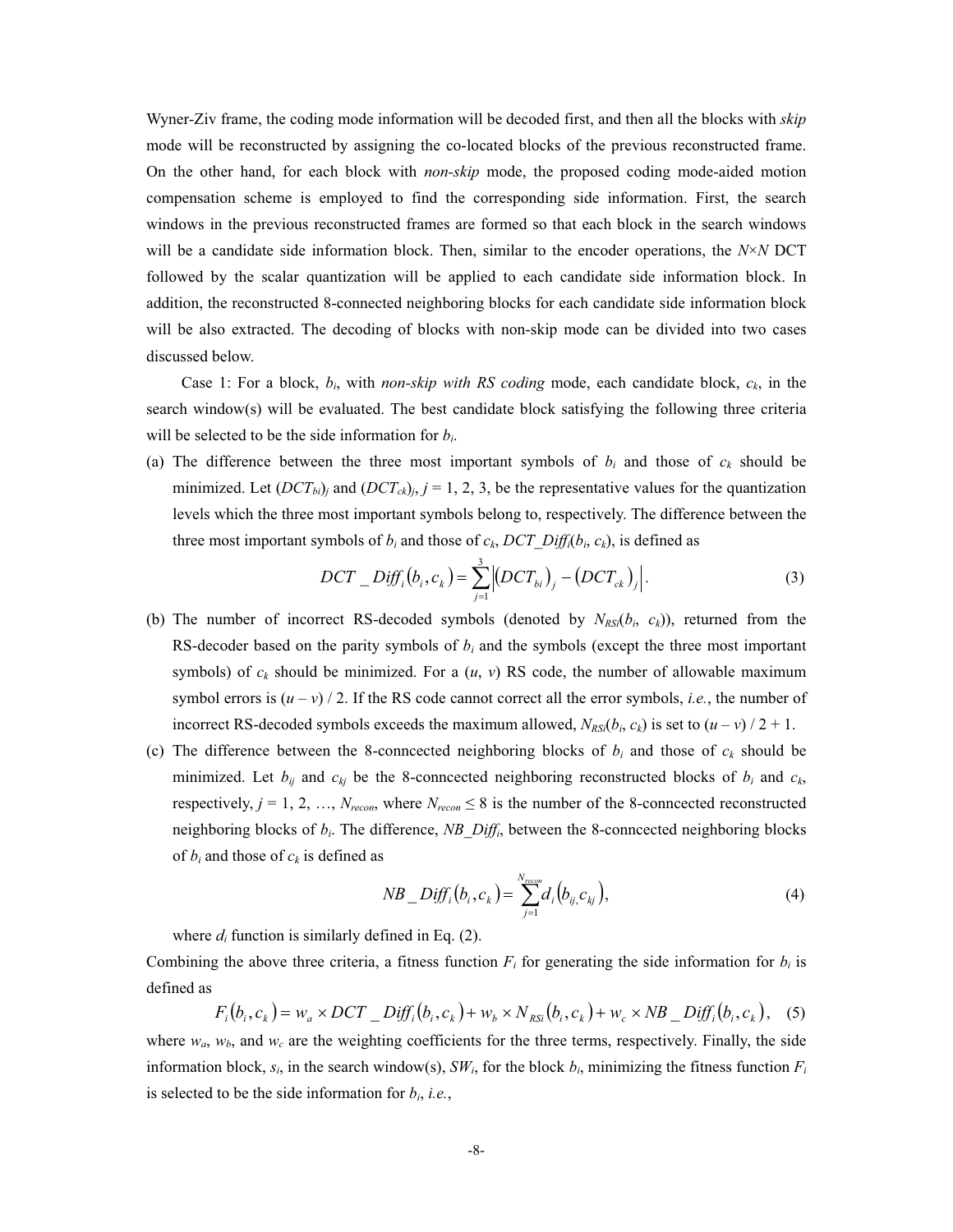Wyner-Ziv frame, the coding mode information will be decoded first, and then all the blocks with *skip* mode will be reconstructed by assigning the co-located blocks of the previous reconstructed frame. On the other hand, for each block with *non-skip* mode, the proposed coding mode-aided motion compensation scheme is employed to find the corresponding side information. First, the search windows in the previous reconstructed frames are formed so that each block in the search windows will be a candidate side information block. Then, similar to the encoder operations, the $N \times N$ DCT followed by the scalar quantization will be applied to each candidate side information block. In addition, the reconstructed 8-connected neighboring blocks for each candidate side information block will be also extracted. The decoding of blocks with non-skip mode can be divided into two cases discussed below.

Case 1: For a block, $b_i$, with *non-skip with RS coding* mode, each candidate block, $c_k$, in the search window(s) will be evaluated. The best candidate block satisfying the following three criteria will be selected to be the side information for $b_i$.

(a) The difference between the three most important symbols of $b_i$ and those of $c_k$ should be minimized. Let $(DCT_{bi})_j$ and $(DCT_{ck})_j$, $j$ = 1, 2, 3, be the representative values for the quantization levels which the three most important symbols belong to, respectively. The difference between the three most important symbols of $b_i$ and those of $c_k$, $DCT\_Diff_i(b_i, c_k)$, is defined as

$$DCT\_Diff_i(b_i, c_k) = \sum_{j=1}^{3} \left| (DCT_{bi})_j - (DCT_{ck})_j \right|. \quad (3)$$

(b) The number of incorrect RS-decoded symbols (denoted by $N_{RSi}(b_i, c_k)$), returned from the RS-decoder based on the parity symbols of $b_i$ and the symbols (except the three most important symbols) of $c_k$ should be minimized. For a $(u, v)$ RS code, the number of allowable maximum symbol errors is $(u - v) / 2$. If the RS code cannot correct all the error symbols, *i.e.*, the number of incorrect RS-decoded symbols exceeds the maximum allowed, $N_{RSi}(b_i, c_k)$ is set to $(u - v) / 2 + 1$.

(c) The difference between the 8-conncected neighboring blocks of $b_i$ and those of $c_k$ should be minimized. Let $b_{ij}$ and $c_{kj}$ be the 8-conncected neighboring reconstructed blocks of $b_i$ and $c_k$, respectively, $j = 1, 2, \ldots, N_{recon}$, where $N_{recon} \leq 8$ is the number of the 8-conncected reconstructed neighboring blocks of $b_i$. The difference, $NB\_Diff_i$, between the 8-conncected neighboring blocks of $b_i$ and those of $c_k$ is defined as

$$NB\_Diff_i(b_i, c_k) = \sum_{j=1}^{N_{recon}} d_i(b_{ij}, c_{kj}), \quad (4)$$

where $d_i$ function is similarly defined in Eq. (2).

Combining the above three criteria, a fitness function $F_i$ for generating the side information for $b_i$ is defined as

$$F_i(b_i, c_k) = w_a \times DCT\_Diff_i(b_i, c_k) + w_b \times N_{RSi}(b_i, c_k) + w_c \times NB\_Diff_i(b_i, c_k), \quad (5)$$

where $w_a$, $w_b$, and $w_c$ are the weighting coefficients for the three terms, respectively. Finally, the side information block, $s_i$, in the search window(s), $SW_i$, for the block $b_i$, minimizing the fitness function $F_i$ is selected to be the side information for $b_i$, *i.e.*,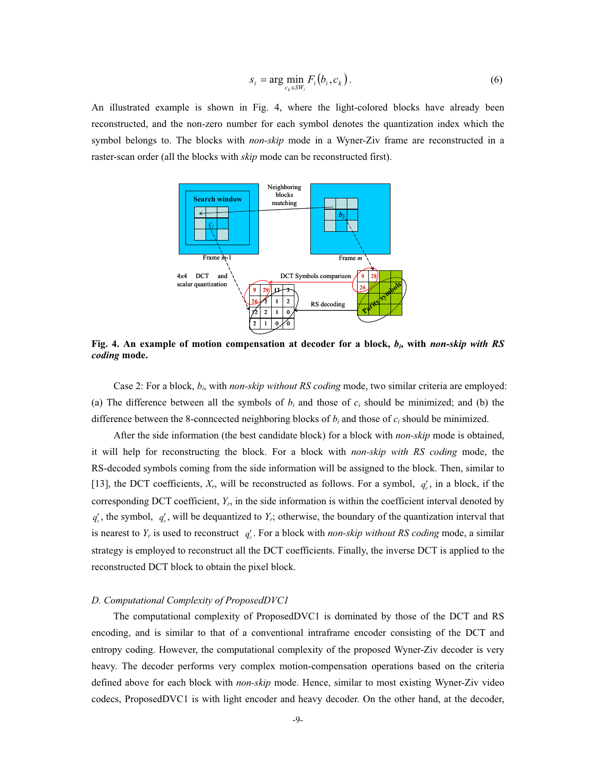$$s_i = \arg\min_{c_k \in SW_i} F_i(b_i, c_k). \tag{6}$$

An illustrated example is shown in Fig. 4, where the light-colored blocks have already been reconstructed, and the non-zero number for each symbol denotes the quantization index which the symbol belongs to. The blocks with *non-skip* mode in a Wyner-Ziv frame are reconstructed in a raster-scan order (all the blocks with *skip* mode can be reconstructed first).

**Fig. 4. An example of motion compensation at decoder for a block, $b_i$, with *non-skip with RS coding* mode.**

Case 2: For a block, $b_i$, with *non-skip without RS coding* mode, two similar criteria are employed: (a) The difference between all the symbols of $b_i$ and those of $c_i$ should be minimized; and (b) the difference between the 8-conncected neighboring blocks of $b_i$ and those of $c_i$ should be minimized.

After the side information (the best candidate block) for a block with *non-skip* mode is obtained, it will help for reconstructing the block. For a block with *non-skip with RS coding* mode, the RS-decoded symbols coming from the side information will be assigned to the block. Then, similar to [13], the DCT coefficients, $X_r$, will be reconstructed as follows. For a symbol, $q'_r$, in a block, if the corresponding DCT coefficient, $Y_r$, in the side information is within the coefficient interval denoted by $q'_r$, the symbol, $q'_r$, will be dequantized to $Y_r$; otherwise, the boundary of the quantization interval that is nearest to $Y_r$ is used to reconstruct $q'_r$. For a block with *non-skip without RS coding* mode, a similar strategy is employed to reconstruct all the DCT coefficients. Finally, the inverse DCT is applied to the reconstructed DCT block to obtain the pixel block.

### D. Computational Complexity of ProposedDVC1

The computational complexity of ProposedDVC1 is dominated by those of the DCT and RS encoding, and is similar to that of a conventional intraframe encoder consisting of the DCT and entropy coding. However, the computational complexity of the proposed Wyner-Ziv decoder is very heavy. The decoder performs very complex motion-compensation operations based on the criteria defined above for each block with *non-skip* mode. Hence, similar to most existing Wyner-Ziv video codecs, ProposedDVC1 is with light encoder and heavy decoder. On the other hand, at the decoder,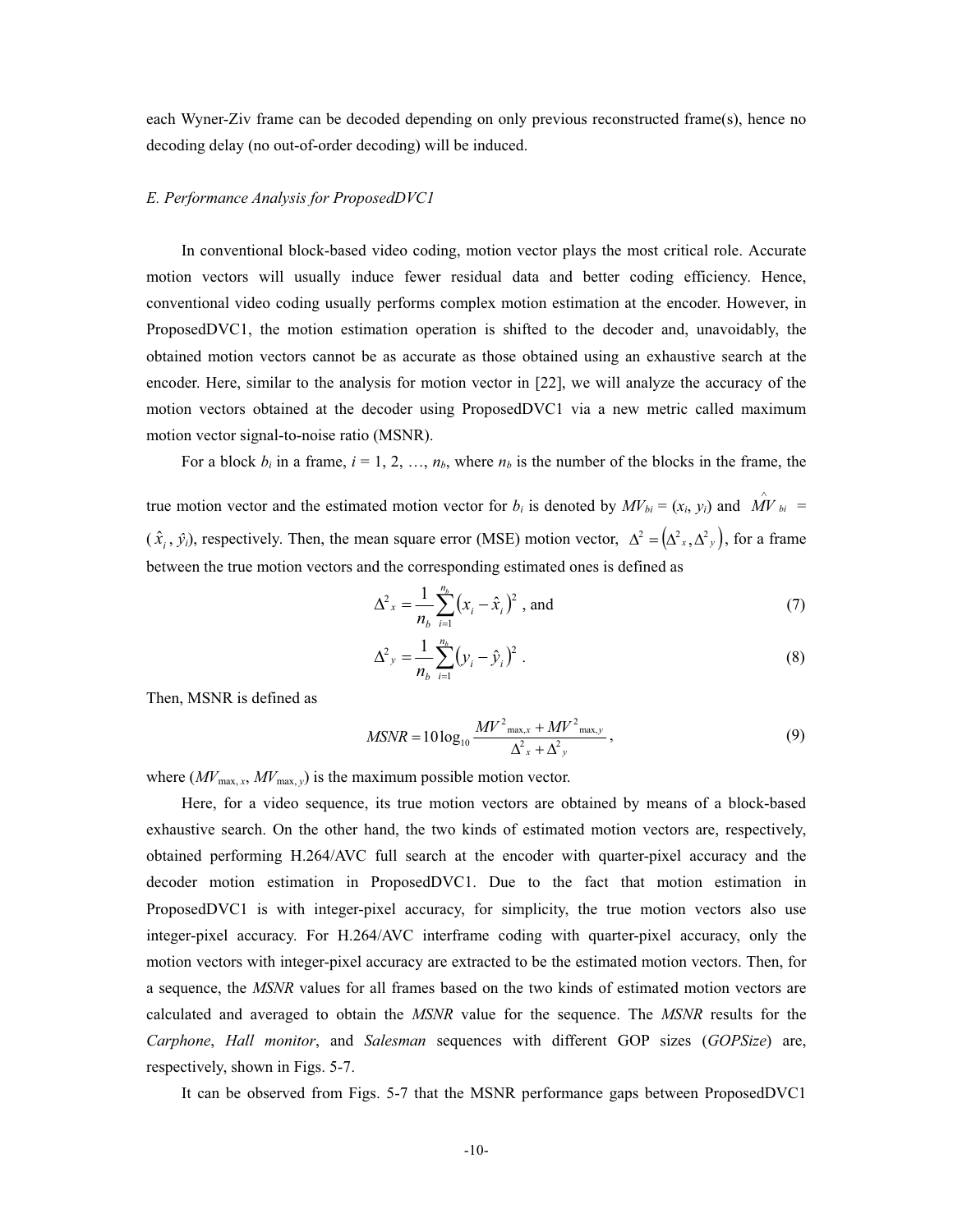each Wyner-Ziv frame can be decoded depending on only previous reconstructed frame(s), hence no decoding delay (no out-of-order decoding) will be induced.

### *E. Performance Analysis for ProposedDVC1*

In conventional block-based video coding, motion vector plays the most critical role. Accurate motion vectors will usually induce fewer residual data and better coding efficiency. Hence, conventional video coding usually performs complex motion estimation at the encoder. However, in ProposedDVC1, the motion estimation operation is shifted to the decoder and, unavoidably, the obtained motion vectors cannot be as accurate as those obtained using an exhaustive search at the encoder. Here, similar to the analysis for motion vector in [22], we will analyze the accuracy of the motion vectors obtained at the decoder using ProposedDVC1 via a new metric called maximum motion vector signal-to-noise ratio (MSNR).

For a block $b_i$ in a frame, $i = 1, 2, \ldots, n_b$, where $n_b$ is the number of the blocks in the frame, the true motion vector and the estimated motion vector for $b_i$ is denoted by $MV_{bi} = (x_i, y_i)$ and $\hat{MV}_{bi} = (\hat{x}_i, \hat{y}_i)$, respectively. Then, the mean square error (MSE) motion vector, $\Delta^2 = \left(\Delta^2{}_x, \Delta^2{}_y\right)$, for a frame between the true motion vectors and the corresponding estimated ones is defined as

$$\Delta^2{}_x = \frac{1}{n_b}\sum_{i=1}^{n_b}\left(x_i - \hat{x}_i\right)^2 \text{, and} \tag{7}$$

$$\Delta^2{}_y = \frac{1}{n_b}\sum_{i=1}^{n_b}\left(y_i - \hat{y}_i\right)^2 . \tag{8}$$

Then, MSNR is defined as

$$MSNR = 10\log_{10}\frac{MV^2{}_{\max,x} + MV^2{}_{\max,y}}{\Delta^2{}_x + \Delta^2{}_y}, \tag{9}$$

where ($MV_{\max,x}$, $MV_{\max,y}$) is the maximum possible motion vector.

Here, for a video sequence, its true motion vectors are obtained by means of a block-based exhaustive search. On the other hand, the two kinds of estimated motion vectors are, respectively, obtained performing H.264/AVC full search at the encoder with quarter-pixel accuracy and the decoder motion estimation in ProposedDVC1. Due to the fact that motion estimation in ProposedDVC1 is with integer-pixel accuracy, for simplicity, the true motion vectors also use integer-pixel accuracy. For H.264/AVC interframe coding with quarter-pixel accuracy, only the motion vectors with integer-pixel accuracy are extracted to be the estimated motion vectors. Then, for a sequence, the *MSNR* values for all frames based on the two kinds of estimated motion vectors are calculated and averaged to obtain the *MSNR* value for the sequence. The *MSNR* results for the *Carphone*, *Hall monitor*, and *Salesman* sequences with different GOP sizes (*GOPSize*) are, respectively, shown in Figs. 5-7.

It can be observed from Figs. 5-7 that the MSNR performance gaps between ProposedDVC1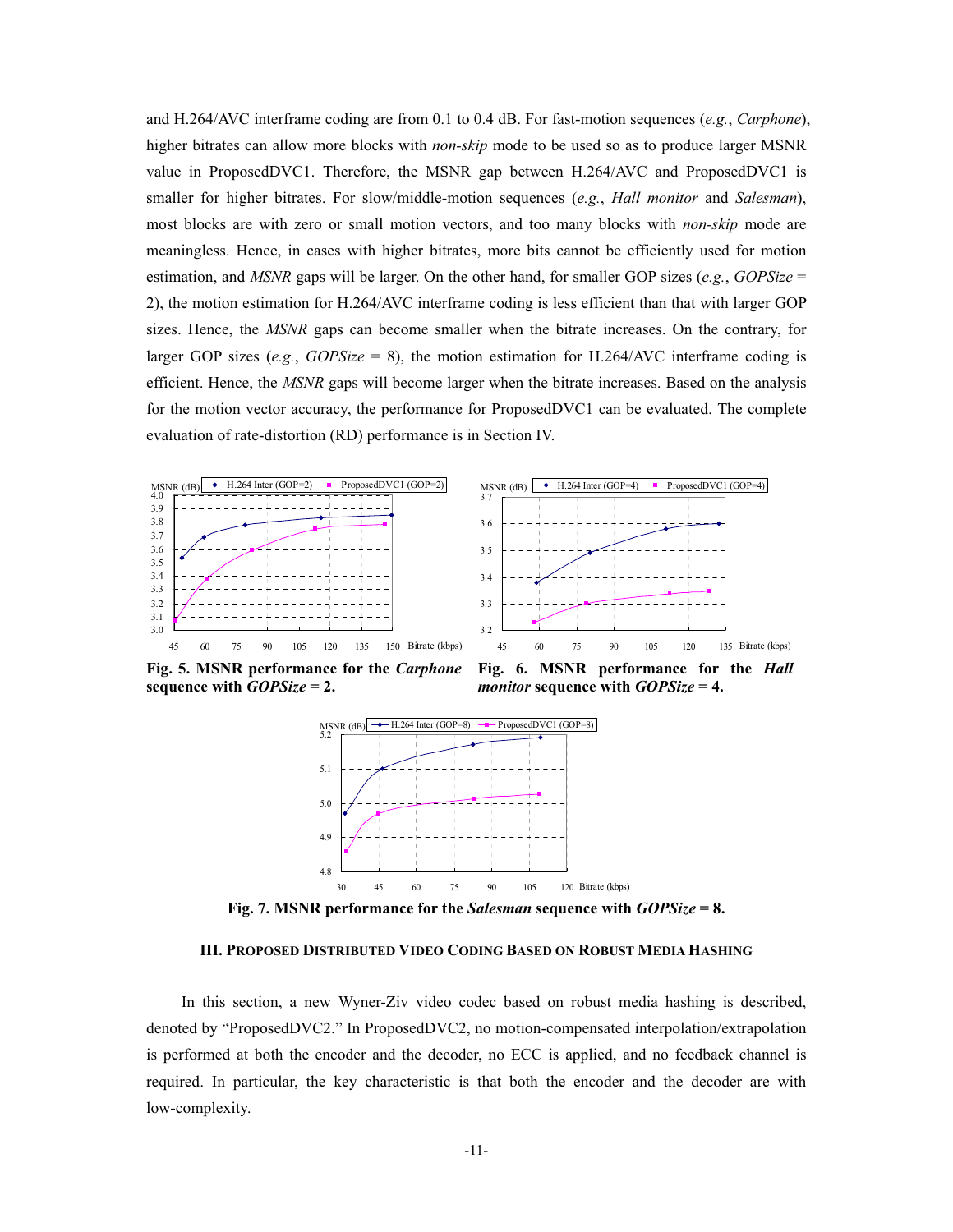and H.264/AVC interframe coding are from 0.1 to 0.4 dB. For fast-motion sequences (*e.g.*, *Carphone*), higher bitrates can allow more blocks with *non-skip* mode to be used so as to produce larger MSNR value in ProposedDVC1. Therefore, the MSNR gap between H.264/AVC and ProposedDVC1 is smaller for higher bitrates. For slow/middle-motion sequences (*e.g.*, *Hall monitor* and *Salesman*), most blocks are with zero or small motion vectors, and too many blocks with *non-skip* mode are meaningless. Hence, in cases with higher bitrates, more bits cannot be efficiently used for motion estimation, and *MSNR* gaps will be larger. On the other hand, for smaller GOP sizes (*e.g.*, *GOPSize* = 2), the motion estimation for H.264/AVC interframe coding is less efficient than that with larger GOP sizes. Hence, the *MSNR* gaps can become smaller when the bitrate increases. On the contrary, for larger GOP sizes (*e.g.*, *GOPSize* = 8), the motion estimation for H.264/AVC interframe coding is efficient. Hence, the *MSNR* gaps will become larger when the bitrate increases. Based on the analysis for the motion vector accuracy, the performance for ProposedDVC1 can be evaluated. The complete evaluation of rate-distortion (RD) performance is in Section IV.

**Fig. 5. MSNR performance for the *Carphone* sequence with *GOPSize* = 2.**

**Fig. 6. MSNR performance for the *Hall monitor* sequence with *GOPSize* = 4.**

**Fig. 7. MSNR performance for the *Salesman* sequence with *GOPSize* = 8.**

### III. Proposed Distributed Video Coding Based on Robust Media Hashing

In this section, a new Wyner-Ziv video codec based on robust media hashing is described, denoted by "ProposedDVC2." In ProposedDVC2, no motion-compensated interpolation/extrapolation is performed at both the encoder and the decoder, no ECC is applied, and no feedback channel is required. In particular, the key characteristic is that both the encoder and the decoder are with low-complexity.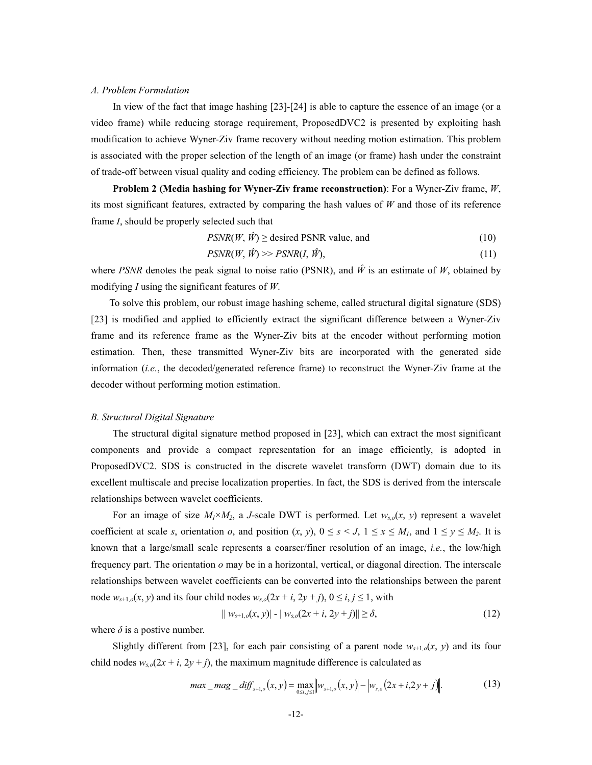### A. Problem Formulation

In view of the fact that image hashing [23]-[24] is able to capture the essence of an image (or a video frame) while reducing storage requirement, ProposedDVC2 is presented by exploiting hash modification to achieve Wyner-Ziv frame recovery without needing motion estimation. This problem is associated with the proper selection of the length of an image (or frame) hash under the constraint of trade-off between visual quality and coding efficiency. The problem can be defined as follows.

**Problem 2 (Media hashing for Wyner-Ziv frame reconstruction)**: For a Wyner-Ziv frame, $W$, its most significant features, extracted by comparing the hash values of $W$ and those of its reference frame $I$, should be properly selected such that

$$PSNR(W, \hat{W}) \geq \text{desired PSNR value, and} \tag{10}$$

$$PSNR(W, \hat{W}) >> PSNR(I, \hat{W}), \tag{11}$$

where $PSNR$ denotes the peak signal to noise ratio (PSNR), and $\hat{W}$ is an estimate of $W$, obtained by modifying $I$ using the significant features of $W$.

To solve this problem, our robust image hashing scheme, called structural digital signature (SDS) [23] is modified and applied to efficiently extract the significant difference between a Wyner-Ziv frame and its reference frame as the Wyner-Ziv bits at the encoder without performing motion estimation. Then, these transmitted Wyner-Ziv bits are incorporated with the generated side information (*i.e.*, the decoded/generated reference frame) to reconstruct the Wyner-Ziv frame at the decoder without performing motion estimation.

### B. Structural Digital Signature

The structural digital signature method proposed in [23], which can extract the most significant components and provide a compact representation for an image efficiently, is adopted in ProposedDVC2. SDS is constructed in the discrete wavelet transform (DWT) domain due to its excellent multiscale and precise localization properties. In fact, the SDS is derived from the interscale relationships between wavelet coefficients.

For an image of size $M_1 \times M_2$, a $J$-scale DWT is performed. Let $w_{s,o}(x, y)$ represent a wavelet coefficient at scale $s$, orientation $o$, and position $(x, y)$, $0 \leq s < J$, $1 \leq x \leq M_1$, and $1 \leq y \leq M_2$. It is known that a large/small scale represents a coarser/finer resolution of an image, *i.e.*, the low/high frequency part. The orientation $o$ may be in a horizontal, vertical, or diagonal direction. The interscale relationships between wavelet coefficients can be converted into the relationships between the parent node $w_{s+1,o}(x, y)$ and its four child nodes $w_{s,o}(2x + i, 2y + j)$, $0 \leq i, j \leq 1$, with

$$\| w_{s+1,o}(x, y)| - | w_{s,o}(2x + i, 2y + j)\| \geq \delta, \tag{12}$$

where $\delta$ is a postive number.

Slightly different from [23], for each pair consisting of a parent node $w_{s+1,o}(x, y)$ and its four child nodes $w_{s,o}(2x + i, 2y + j)$, the maximum magnitude difference is calculated as

$$max\_mag\_diff_{s+1,o}(x, y) = \max_{0 \leq i, j \leq 1} \left\| w_{s+1,o}(x, y) \right| - \left| w_{s,o}(2x + i, 2y + j) \right\|. \tag{13}$$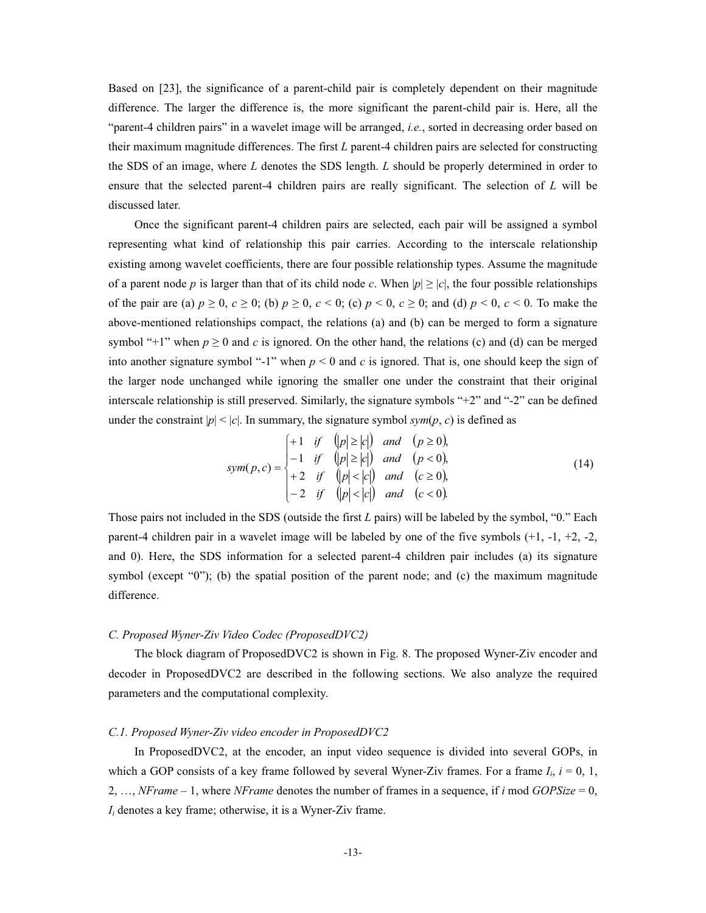Based on [23], the significance of a parent-child pair is completely dependent on their magnitude difference. The larger the difference is, the more significant the parent-child pair is. Here, all the "parent-4 children pairs" in a wavelet image will be arranged, *i.e.*, sorted in decreasing order based on their maximum magnitude differences. The first $L$ parent-4 children pairs are selected for constructing the SDS of an image, where $L$ denotes the SDS length. $L$ should be properly determined in order to ensure that the selected parent-4 children pairs are really significant. The selection of $L$ will be discussed later.

Once the significant parent-4 children pairs are selected, each pair will be assigned a symbol representing what kind of relationship this pair carries. According to the interscale relationship existing among wavelet coefficients, there are four possible relationship types. Assume the magnitude of a parent node $p$ is larger than that of its child node $c$. When $|p| \geq |c|$, the four possible relationships of the pair are (a) $p \geq 0$, $c \geq 0$; (b) $p \geq 0$, $c < 0$; (c) $p < 0$, $c \geq 0$; and (d) $p < 0$, $c < 0$. To make the above-mentioned relationships compact, the relations (a) and (b) can be merged to form a signature symbol "+1" when $p \geq 0$ and $c$ is ignored. On the other hand, the relations (c) and (d) can be merged into another signature symbol "-1" when $p < 0$ and $c$ is ignored. That is, one should keep the sign of the larger node unchanged while ignoring the smaller one under the constraint that their original interscale relationship is still preserved. Similarly, the signature symbols "+2" and "-2" can be defined under the constraint $|p| < |c|$. In summary, the signature symbol $sym(p, c)$ is defined as

$$sym(p,c) = \begin{cases} +1 & if \quad (|p| \geq |c|) \quad and \quad (p \geq 0), \\ -1 & if \quad (|p| \geq |c|) \quad and \quad (p < 0), \\ +2 & if \quad (|p| < |c|) \quad and \quad (c \geq 0), \\ -2 & if \quad (|p| < |c|) \quad and \quad (c < 0). \end{cases} \tag{14}$$

Those pairs not included in the SDS (outside the first $L$ pairs) will be labeled by the symbol, "0." Each parent-4 children pair in a wavelet image will be labeled by one of the five symbols (+1, -1, +2, -2, and 0). Here, the SDS information for a selected parent-4 children pair includes (a) its signature symbol (except "0"); (b) the spatial position of the parent node; and (c) the maximum magnitude difference.

### *C. Proposed Wyner-Ziv Video Codec (ProposedDVC2)*

The block diagram of ProposedDVC2 is shown in Fig. 8. The proposed Wyner-Ziv encoder and decoder in ProposedDVC2 are described in the following sections. We also analyze the required parameters and the computational complexity.

#### *C.1. Proposed Wyner-Ziv video encoder in ProposedDVC2*

In ProposedDVC2, at the encoder, an input video sequence is divided into several GOPs, in which a GOP consists of a key frame followed by several Wyner-Ziv frames. For a frame $I_i$, $i = 0, 1, 2, \ldots, NFrame - 1$, where $NFrame$ denotes the number of frames in a sequence, if $i$ mod $GOPSize = 0$, $I_i$ denotes a key frame; otherwise, it is a Wyner-Ziv frame.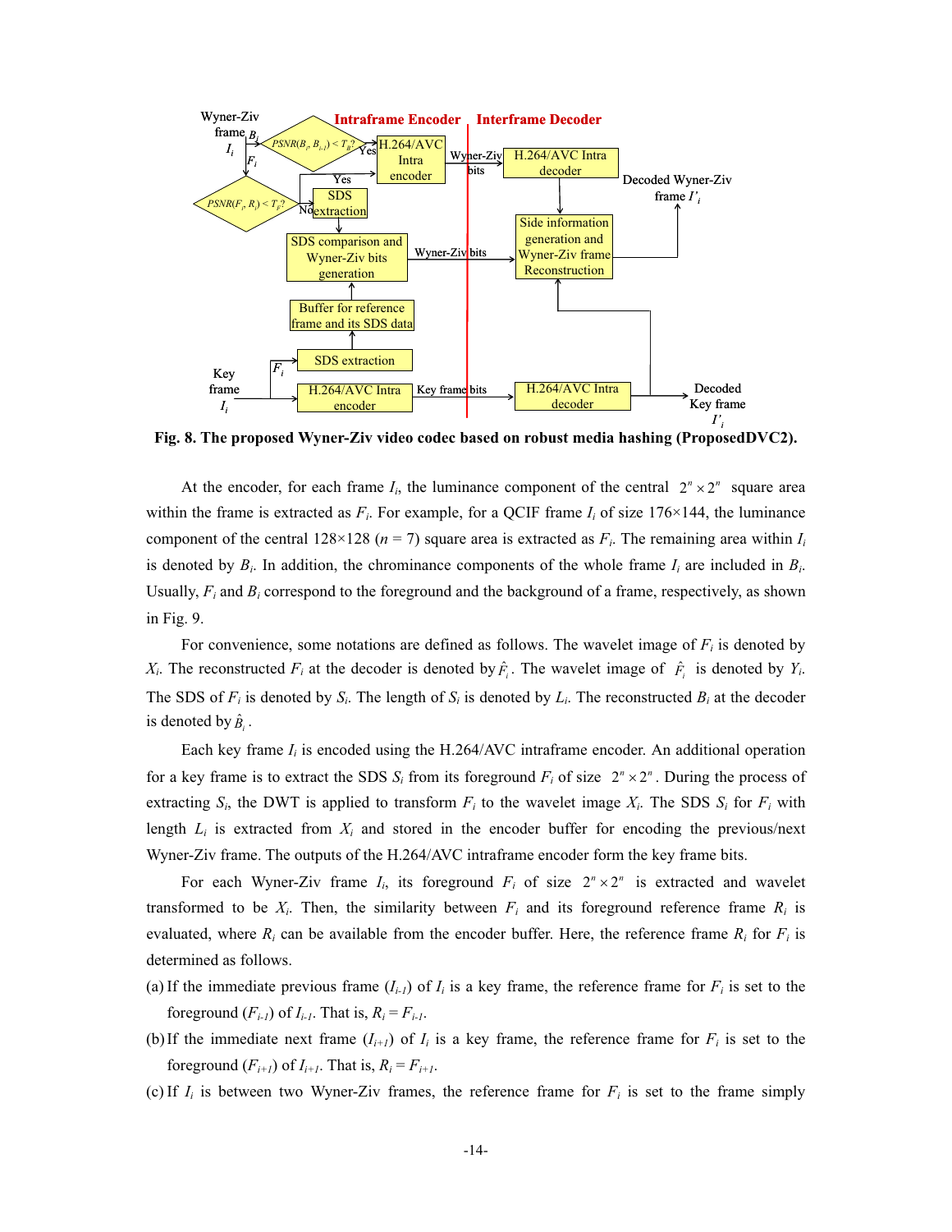**Fig. 8. The proposed Wyner-Ziv video codec based on robust media hashing (ProposedDVC2).**

At the encoder, for each frame $I_i$, the luminance component of the central $2^n \times 2^n$ square area within the frame is extracted as $F_i$. For example, for a QCIF frame $I_i$ of size 176×144, the luminance component of the central 128×128 ($n$ = 7) square area is extracted as $F_i$. The remaining area within $I_i$ is denoted by $B_i$. In addition, the chrominance components of the whole frame $I_i$ are included in $B_i$. Usually, $F_i$ and $B_i$ correspond to the foreground and the background of a frame, respectively, as shown in Fig. 9.

For convenience, some notations are defined as follows. The wavelet image of $F_i$ is denoted by $X_i$. The reconstructed $F_i$ at the decoder is denoted by $\hat{F}_i$. The wavelet image of $\hat{F}_i$ is denoted by $Y_i$. The SDS of $F_i$ is denoted by $S_i$. The length of $S_i$ is denoted by $L_i$. The reconstructed $B_i$ at the decoder is denoted by $\hat{B}_i$.

Each key frame $I_i$ is encoded using the H.264/AVC intraframe encoder. An additional operation for a key frame is to extract the SDS $S_i$ from its foreground $F_i$ of size $2^n \times 2^n$. During the process of extracting $S_i$, the DWT is applied to transform $F_i$ to the wavelet image $X_i$. The SDS $S_i$ for $F_i$ with length $L_i$ is extracted from $X_i$ and stored in the encoder buffer for encoding the previous/next Wyner-Ziv frame. The outputs of the H.264/AVC intraframe encoder form the key frame bits.

For each Wyner-Ziv frame $I_i$, its foreground $F_i$ of size $2^n \times 2^n$ is extracted and wavelet transformed to be $X_i$. Then, the similarity between $F_i$ and its foreground reference frame $R_i$ is evaluated, where $R_i$ can be available from the encoder buffer. Here, the reference frame $R_i$ for $F_i$ is determined as follows.

(a) If the immediate previous frame ($I_{i-1}$) of $I_i$ is a key frame, the reference frame for $F_i$ is set to the foreground ($F_{i-1}$) of $I_{i-1}$. That is, $R_i = F_{i-1}$.

(b) If the immediate next frame ($I_{i+1}$) of $I_i$ is a key frame, the reference frame for $F_i$ is set to the foreground ($F_{i+1}$) of $I_{i+1}$. That is, $R_i = F_{i+1}$.

(c) If $I_i$ is between two Wyner-Ziv frames, the reference frame for $F_i$ is set to the frame simply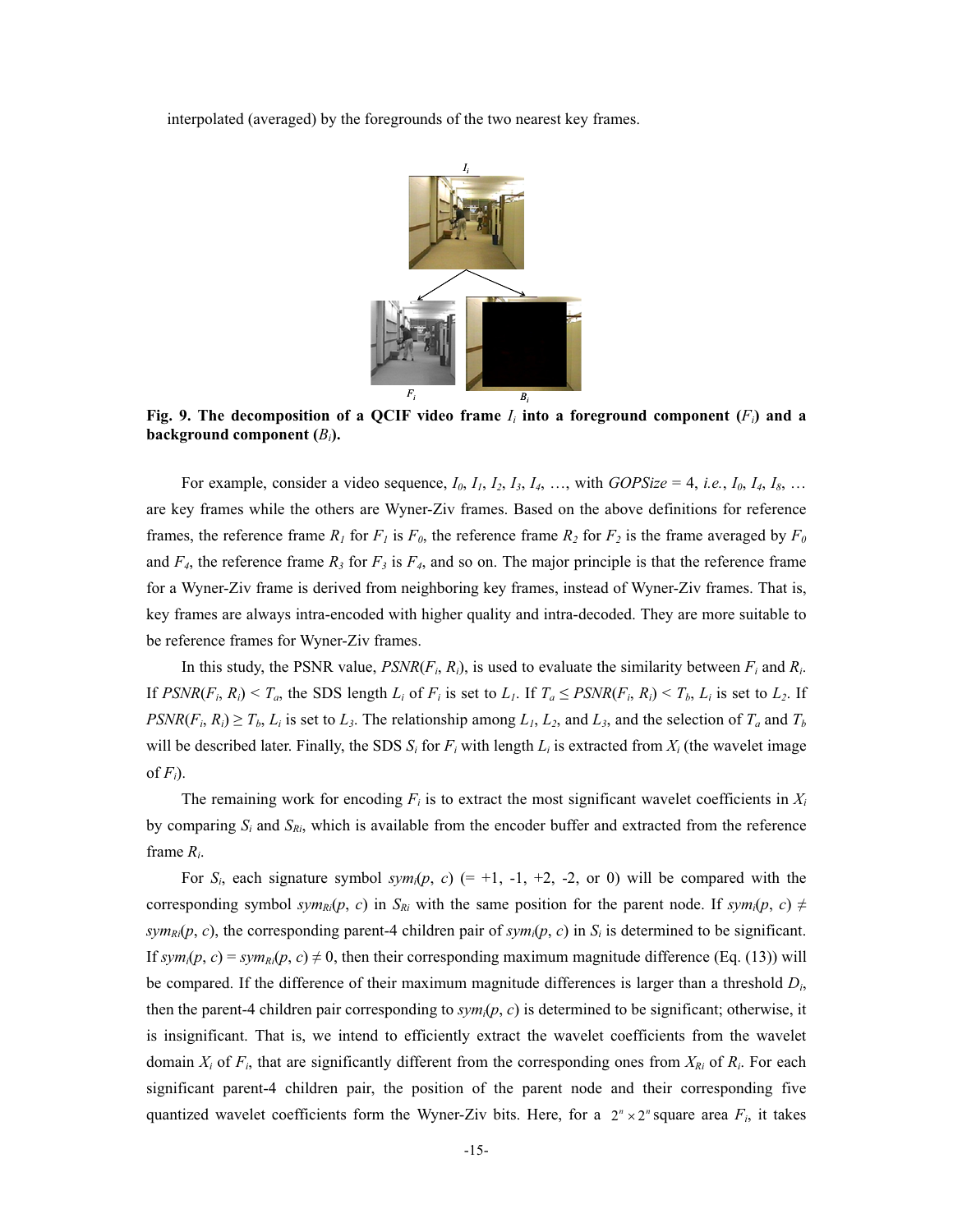interpolated (averaged) by the foregrounds of the two nearest key frames.

**Fig. 9. The decomposition of a QCIF video frame $I_i$ into a foreground component ($F_i$) and a background component ($B_i$).**

For example, consider a video sequence, $I_0$, $I_1$, $I_2$, $I_3$, $I_4$, …, with *GOPSize* = 4, *i.e.*, $I_0$, $I_4$, $I_8$, … are key frames while the others are Wyner-Ziv frames. Based on the above definitions for reference frames, the reference frame $R_1$ for $F_1$ is $F_0$, the reference frame $R_2$ for $F_2$ is the frame averaged by $F_0$ and $F_4$, the reference frame $R_3$ for $F_3$ is $F_4$, and so on. The major principle is that the reference frame for a Wyner-Ziv frame is derived from neighboring key frames, instead of Wyner-Ziv frames. That is, key frames are always intra-encoded with higher quality and intra-decoded. They are more suitable to be reference frames for Wyner-Ziv frames.

In this study, the PSNR value, $PSNR(F_i, R_i)$, is used to evaluate the similarity between $F_i$ and $R_i$. If $PSNR(F_i, R_i) < T_a$, the SDS length $L_i$ of $F_i$ is set to $L_1$. If $T_a \leq PSNR(F_i, R_i) < T_b$, $L_i$ is set to $L_2$. If $PSNR(F_i, R_i) \geq T_b$, $L_i$ is set to $L_3$. The relationship among $L_1$, $L_2$, and $L_3$, and the selection of $T_a$ and $T_b$ will be described later. Finally, the SDS $S_i$ for $F_i$ with length $L_i$ is extracted from $X_i$ (the wavelet image of $F_i$).

The remaining work for encoding $F_i$ is to extract the most significant wavelet coefficients in $X_i$ by comparing $S_i$ and $S_{Ri}$, which is available from the encoder buffer and extracted from the reference frame $R_i$.

For $S_i$, each signature symbol $sym_i(p, c)$ (= +1, -1, +2, -2, or 0) will be compared with the corresponding symbol $sym_{Ri}(p, c)$ in $S_{Ri}$ with the same position for the parent node. If $sym_i(p, c) \neq sym_{Ri}(p, c)$, the corresponding parent-4 children pair of $sym_i(p, c)$ in $S_i$ is determined to be significant. If $sym_i(p, c) = sym_{Ri}(p, c) \neq 0$, then their corresponding maximum magnitude difference (Eq. (13)) will be compared. If the difference of their maximum magnitude differences is larger than a threshold $D_i$, then the parent-4 children pair corresponding to $sym_i(p, c)$ is determined to be significant; otherwise, it is insignificant. That is, we intend to efficiently extract the wavelet coefficients from the wavelet domain $X_i$ of $F_i$, that are significantly different from the corresponding ones from $X_{Ri}$ of $R_i$. For each significant parent-4 children pair, the position of the parent node and their corresponding five quantized wavelet coefficients form the Wyner-Ziv bits. Here, for a $2^n \times 2^n$ square area $F_i$, it takes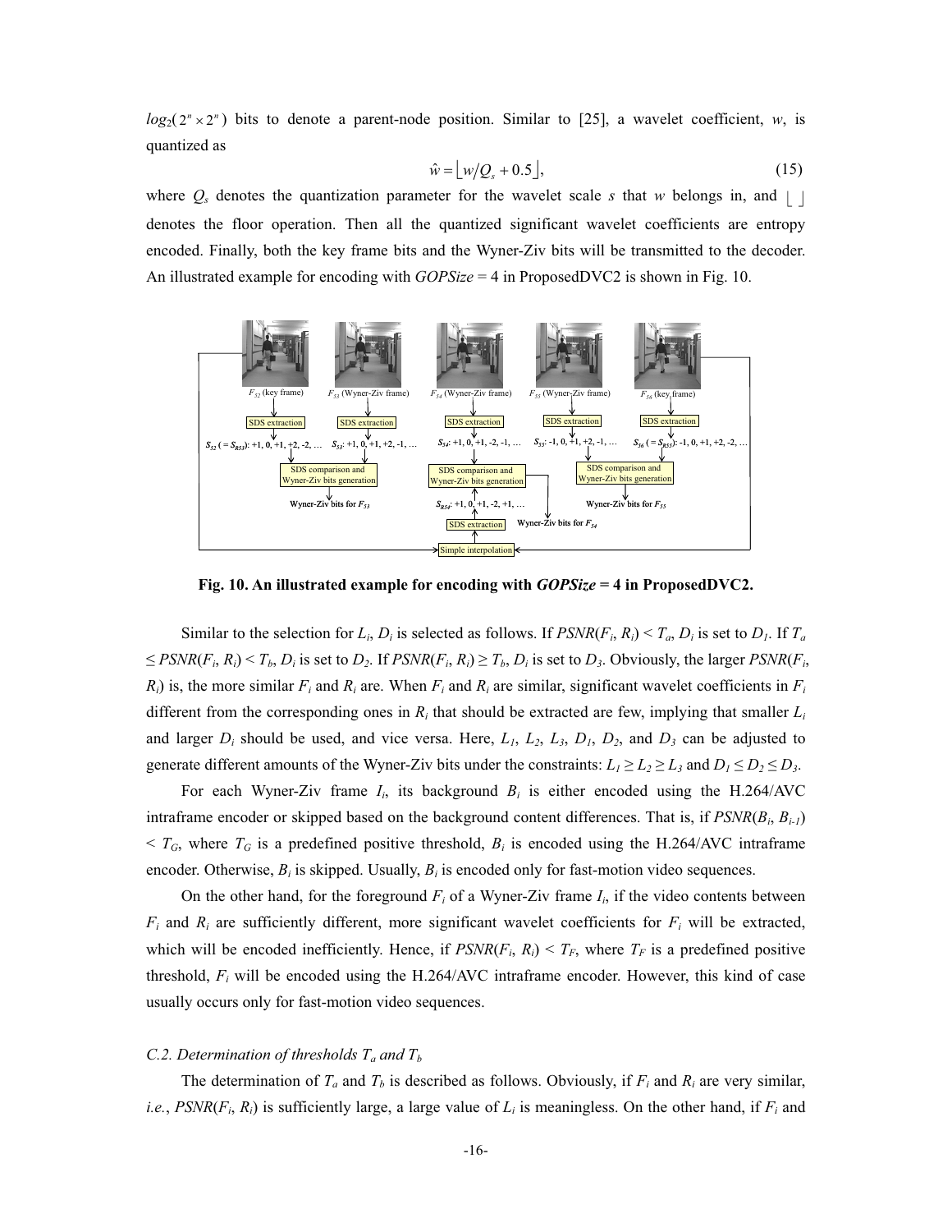$log_2(2^n \times 2^n)$ bits to denote a parent-node position. Similar to [25], a wavelet coefficient, $w$, is quantized as

$$\hat{w} = \lfloor w/Q_s + 0.5 \rfloor, \tag{15}$$

where $Q_s$ denotes the quantization parameter for the wavelet scale $s$ that $w$ belongs in, and $\lfloor \ \rfloor$ denotes the floor operation. Then all the quantized significant wavelet coefficients are entropy encoded. Finally, both the key frame bits and the Wyner-Ziv bits will be transmitted to the decoder. An illustrated example for encoding with *GOPSize* = 4 in ProposedDVC2 is shown in Fig. 10.

**Fig. 10. An illustrated example for encoding with *GOPSize* = 4 in ProposedDVC2.**

Similar to the selection for $L_i$, $D_i$ is selected as follows. If $PSNR(F_i, R_i) < T_a$, $D_i$ is set to $D_1$. If $T_a \le PSNR(F_i, R_i) < T_b$, $D_i$ is set to $D_2$. If $PSNR(F_i, R_i) \ge T_b$, $D_i$ is set to $D_3$. Obviously, the larger $PSNR(F_i, R_i)$ is, the more similar $F_i$ and $R_i$ are. When $F_i$ and $R_i$ are similar, significant wavelet coefficients in $F_i$ different from the corresponding ones in $R_i$ that should be extracted are few, implying that smaller $L_i$ and larger $D_i$ should be used, and vice versa. Here, $L_1$, $L_2$, $L_3$, $D_1$, $D_2$, and $D_3$ can be adjusted to generate different amounts of the Wyner-Ziv bits under the constraints: $L_1 \ge L_2 \ge L_3$ and $D_1 \le D_2 \le D_3$.

For each Wyner-Ziv frame $I_i$, its background $B_i$ is either encoded using the H.264/AVC intraframe encoder or skipped based on the background content differences. That is, if $PSNR(B_i, B_{i-1}) < T_G$, where $T_G$ is a predefined positive threshold, $B_i$ is encoded using the H.264/AVC intraframe encoder. Otherwise, $B_i$ is skipped. Usually, $B_i$ is encoded only for fast-motion video sequences.

On the other hand, for the foreground $F_i$ of a Wyner-Ziv frame $I_i$, if the video contents between $F_i$ and $R_i$ are sufficiently different, more significant wavelet coefficients for $F_i$ will be extracted, which will be encoded inefficiently. Hence, if $PSNR(F_i, R_i) < T_F$, where $T_F$ is a predefined positive threshold, $F_i$ will be encoded using the H.264/AVC intraframe encoder. However, this kind of case usually occurs only for fast-motion video sequences.

### C.2. Determination of thresholds $T_a$ and $T_b$

The determination of $T_a$ and $T_b$ is described as follows. Obviously, if $F_i$ and $R_i$ are very similar, *i.e.*, $PSNR(F_i, R_i)$ is sufficiently large, a large value of $L_i$ is meaningless. On the other hand, if $F_i$ and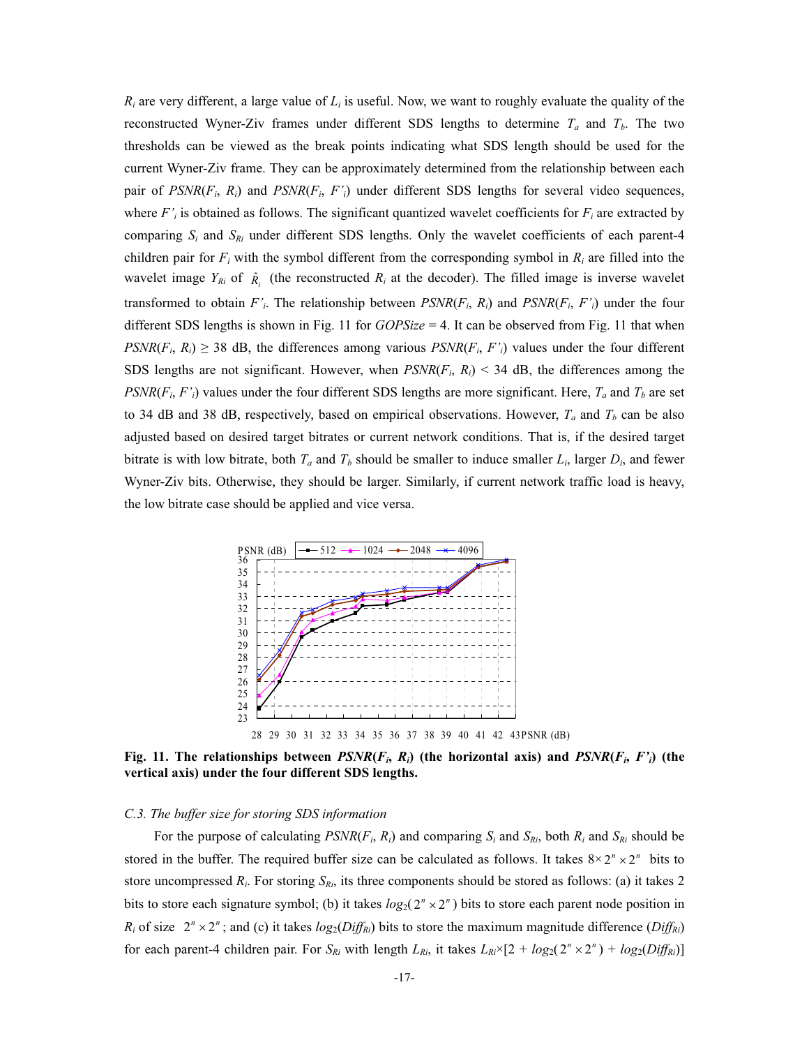$R_i$ are very different, a large value of $L_i$ is useful. Now, we want to roughly evaluate the quality of the reconstructed Wyner-Ziv frames under different SDS lengths to determine $T_a$ and $T_b$. The two thresholds can be viewed as the break points indicating what SDS length should be used for the current Wyner-Ziv frame. They can be approximately determined from the relationship between each pair of $PSNR(F_i, R_i)$ and $PSNR(F_i, F'_i)$ under different SDS lengths for several video sequences, where $F'_i$ is obtained as follows. The significant quantized wavelet coefficients for $F_i$ are extracted by comparing $S_i$ and $S_{Ri}$ under different SDS lengths. Only the wavelet coefficients of each parent-4 children pair for $F_i$ with the symbol different from the corresponding symbol in $R_i$ are filled into the wavelet image $Y_{Ri}$ of $\hat{R}_i$ (the reconstructed $R_i$ at the decoder). The filled image is inverse wavelet transformed to obtain $F'_i$. The relationship between $PSNR(F_i, R_i)$ and $PSNR(F_i, F'_i)$ under the four different SDS lengths is shown in Fig. 11 for *GOPSize* = 4. It can be observed from Fig. 11 that when $PSNR(F_i, R_i) \geq 38$ dB, the differences among various $PSNR(F_i, F'_i)$ values under the four different SDS lengths are not significant. However, when $PSNR(F_i, R_i) < 34$ dB, the differences among the $PSNR(F_i, F'_i)$ values under the four different SDS lengths are more significant. Here, $T_a$ and $T_b$ are set to 34 dB and 38 dB, respectively, based on empirical observations. However, $T_a$ and $T_b$ can be also adjusted based on desired target bitrates or current network conditions. That is, if the desired target bitrate is with low bitrate, both $T_a$ and $T_b$ should be smaller to induce smaller $L_i$, larger $D_i$, and fewer Wyner-Ziv bits. Otherwise, they should be larger. Similarly, if current network traffic load is heavy, the low bitrate case should be applied and vice versa.

**Fig. 11. The relationships between $PSNR(F_i, R_i)$ (the horizontal axis) and $PSNR(F_i, F'_i)$ (the vertical axis) under the four different SDS lengths.**

*C.3. The buffer size for storing SDS information*

For the purpose of calculating $PSNR(F_i, R_i)$ and comparing $S_i$ and $S_{Ri}$, both $R_i$ and $S_{Ri}$ should be stored in the buffer. The required buffer size can be calculated as follows. It takes $8 \times 2^n \times 2^n$ bits to store uncompressed $R_i$. For storing $S_{Ri}$, its three components should be stored as follows: (a) it takes 2 bits to store each signature symbol; (b) it takes $log_2(2^n \times 2^n)$ bits to store each parent node position in $R_i$ of size $2^n \times 2^n$; and (c) it takes $log_2(Diff_{Ri})$ bits to store the maximum magnitude difference ($Diff_{Ri}$) for each parent-4 children pair. For $S_{Ri}$ with length $L_{Ri}$, it takes $L_{Ri} \times [2 + log_2(2^n \times 2^n) + log_2(Diff_{Ri})]$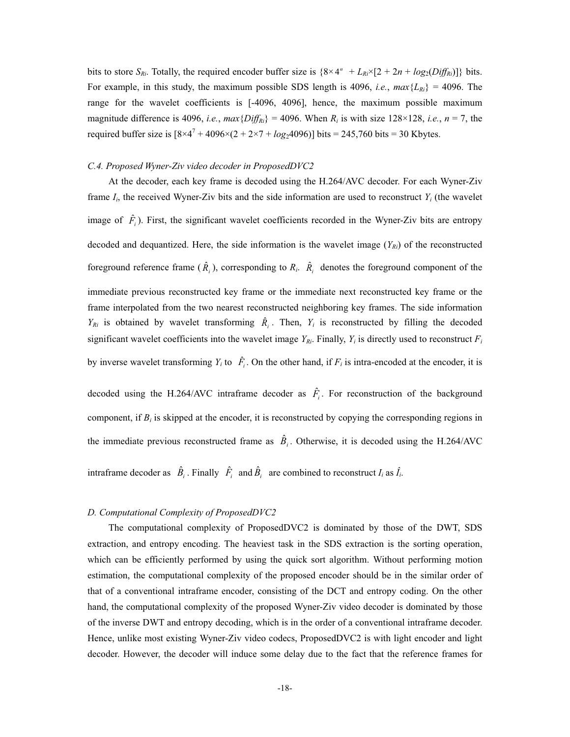bits to store $S_{Ri}$. Totally, the required encoder buffer size is $\{8\times 4^n + L_{Ri}\times[2 + 2n + log_2(Diff_{Ri})]\}$ bits. For example, in this study, the maximum possible SDS length is 4096, *i.e.*, $max\{L_{Ri}\}$ = 4096. The range for the wavelet coefficients is [-4096, 4096], hence, the maximum possible maximum magnitude difference is 4096, *i.e.*, $max\{Diff_{Ri}\}$ = 4096. When $R_i$ is with size 128×128, *i.e.*, $n$ = 7, the required buffer size is $[8\times 4^7 + 4096\times(2 + 2\times 7 + log_2 4096)]$ bits = 245,760 bits = 30 Kbytes.

### *C.4. Proposed Wyner-Ziv video decoder in ProposedDVC2*

At the decoder, each key frame is decoded using the H.264/AVC decoder. For each Wyner-Ziv frame $I_i$, the received Wyner-Ziv bits and the side information are used to reconstruct $Y_i$ (the wavelet image of $\hat{F}_i$). First, the significant wavelet coefficients recorded in the Wyner-Ziv bits are entropy decoded and dequantized. Here, the side information is the wavelet image ($Y_{Ri}$) of the reconstructed foreground reference frame ($\hat{R}_i$), corresponding to $R_i$. $\hat{R}_i$ denotes the foreground component of the immediate previous reconstructed key frame or the immediate next reconstructed key frame or the frame interpolated from the two nearest reconstructed neighboring key frames. The side information $Y_{Ri}$ is obtained by wavelet transforming $\hat{R}_i$. Then, $Y_i$ is reconstructed by filling the decoded significant wavelet coefficients into the wavelet image $Y_{Ri}$. Finally, $Y_i$ is directly used to reconstruct $F_i$ by inverse wavelet transforming $Y_i$ to $\hat{F}_i$. On the other hand, if $F_i$ is intra-encoded at the encoder, it is decoded using the H.264/AVC intraframe decoder as $\hat{F}_i$. For reconstruction of the background component, if $B_i$ is skipped at the encoder, it is reconstructed by copying the corresponding regions in the immediate previous reconstructed frame as $\hat{B}_i$. Otherwise, it is decoded using the H.264/AVC intraframe decoder as $\hat{B}_i$. Finally $\hat{F}_i$ and $\hat{B}_i$ are combined to reconstruct $I_i$ as $\hat{I}_i$.

### *D. Computational Complexity of ProposedDVC2*

The computational complexity of ProposedDVC2 is dominated by those of the DWT, SDS extraction, and entropy encoding. The heaviest task in the SDS extraction is the sorting operation, which can be efficiently performed by using the quick sort algorithm. Without performing motion estimation, the computational complexity of the proposed encoder should be in the similar order of that of a conventional intraframe encoder, consisting of the DCT and entropy coding. On the other hand, the computational complexity of the proposed Wyner-Ziv video decoder is dominated by those of the inverse DWT and entropy decoding, which is in the order of a conventional intraframe decoder. Hence, unlike most existing Wyner-Ziv video codecs, ProposedDVC2 is with light encoder and light decoder. However, the decoder will induce some delay due to the fact that the reference frames for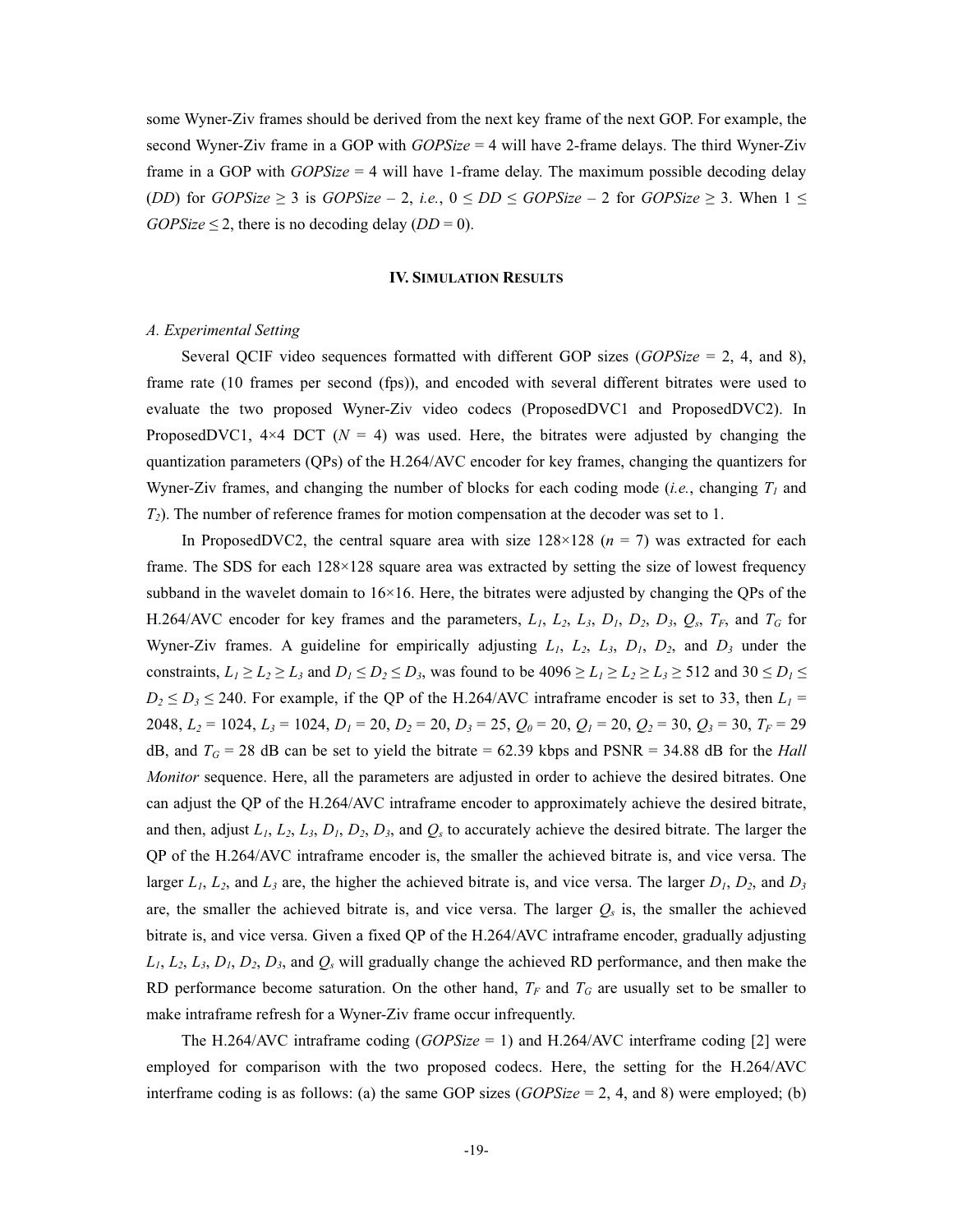some Wyner-Ziv frames should be derived from the next key frame of the next GOP. For example, the second Wyner-Ziv frame in a GOP with *GOPSize* = 4 will have 2-frame delays. The third Wyner-Ziv frame in a GOP with *GOPSize* = 4 will have 1-frame delay. The maximum possible decoding delay (*DD*) for $GOPSize \geq 3$ is $GOPSize - 2$, *i.e.*, $0 \leq DD \leq GOPSize - 2$ for $GOPSize \geq 3$. When $1 \leq GOPSize \leq 2$, there is no decoding delay ($DD = 0$).

## IV. Simulation Results

### *A. Experimental Setting*

Several QCIF video sequences formatted with different GOP sizes (*GOPSize* = 2, 4, and 8), frame rate (10 frames per second (fps)), and encoded with several different bitrates were used to evaluate the two proposed Wyner-Ziv video codecs (ProposedDVC1 and ProposedDVC2). In ProposedDVC1, 4×4 DCT ($N = 4$) was used. Here, the bitrates were adjusted by changing the quantization parameters (QPs) of the H.264/AVC encoder for key frames, changing the quantizers for Wyner-Ziv frames, and changing the number of blocks for each coding mode (*i.e.*, changing $T_1$ and $T_2$). The number of reference frames for motion compensation at the decoder was set to 1.

In ProposedDVC2, the central square area with size 128×128 ($n = 7$) was extracted for each frame. The SDS for each 128×128 square area was extracted by setting the size of lowest frequency subband in the wavelet domain to 16×16. Here, the bitrates were adjusted by changing the QPs of the H.264/AVC encoder for key frames and the parameters, $L_1$, $L_2$, $L_3$, $D_1$, $D_2$, $D_3$, $Q_s$, $T_F$, and $T_G$ for Wyner-Ziv frames. A guideline for empirically adjusting $L_1$, $L_2$, $L_3$, $D_1$, $D_2$, and $D_3$ under the constraints, $L_1 \geq L_2 \geq L_3$ and $D_1 \leq D_2 \leq D_3$, was found to be $4096 \geq L_1 \geq L_2 \geq L_3 \geq 512$ and $30 \leq D_1 \leq D_2 \leq D_3 \leq 240$. For example, if the QP of the H.264/AVC intraframe encoder is set to 33, then $L_1 = 2048$, $L_2 = 1024$, $L_3 = 1024$, $D_1 = 20$, $D_2 = 20$, $D_3 = 25$, $Q_0 = 20$, $Q_1 = 20$, $Q_2 = 30$, $Q_3 = 30$, $T_F = 29$ dB, and $T_G = 28$ dB can be set to yield the bitrate = 62.39 kbps and PSNR = 34.88 dB for the *Hall Monitor* sequence. Here, all the parameters are adjusted in order to achieve the desired bitrates. One can adjust the QP of the H.264/AVC intraframe encoder to approximately achieve the desired bitrate, and then, adjust $L_1$, $L_2$, $L_3$, $D_1$, $D_2$, $D_3$, and $Q_s$ to accurately achieve the desired bitrate. The larger the QP of the H.264/AVC intraframe encoder is, the smaller the achieved bitrate is, and vice versa. The larger $L_1$, $L_2$, and $L_3$ are, the higher the achieved bitrate is, and vice versa. The larger $D_1$, $D_2$, and $D_3$ are, the smaller the achieved bitrate is, and vice versa. The larger $Q_s$ is, the smaller the achieved bitrate is, and vice versa. Given a fixed QP of the H.264/AVC intraframe encoder, gradually adjusting $L_1$, $L_2$, $L_3$, $D_1$, $D_2$, $D_3$, and $Q_s$ will gradually change the achieved RD performance, and then make the RD performance become saturation. On the other hand, $T_F$ and $T_G$ are usually set to be smaller to make intraframe refresh for a Wyner-Ziv frame occur infrequently.

The H.264/AVC intraframe coding (*GOPSize* = 1) and H.264/AVC interframe coding [2] were employed for comparison with the two proposed codecs. Here, the setting for the H.264/AVC interframe coding is as follows: (a) the same GOP sizes (*GOPSize* = 2, 4, and 8) were employed; (b)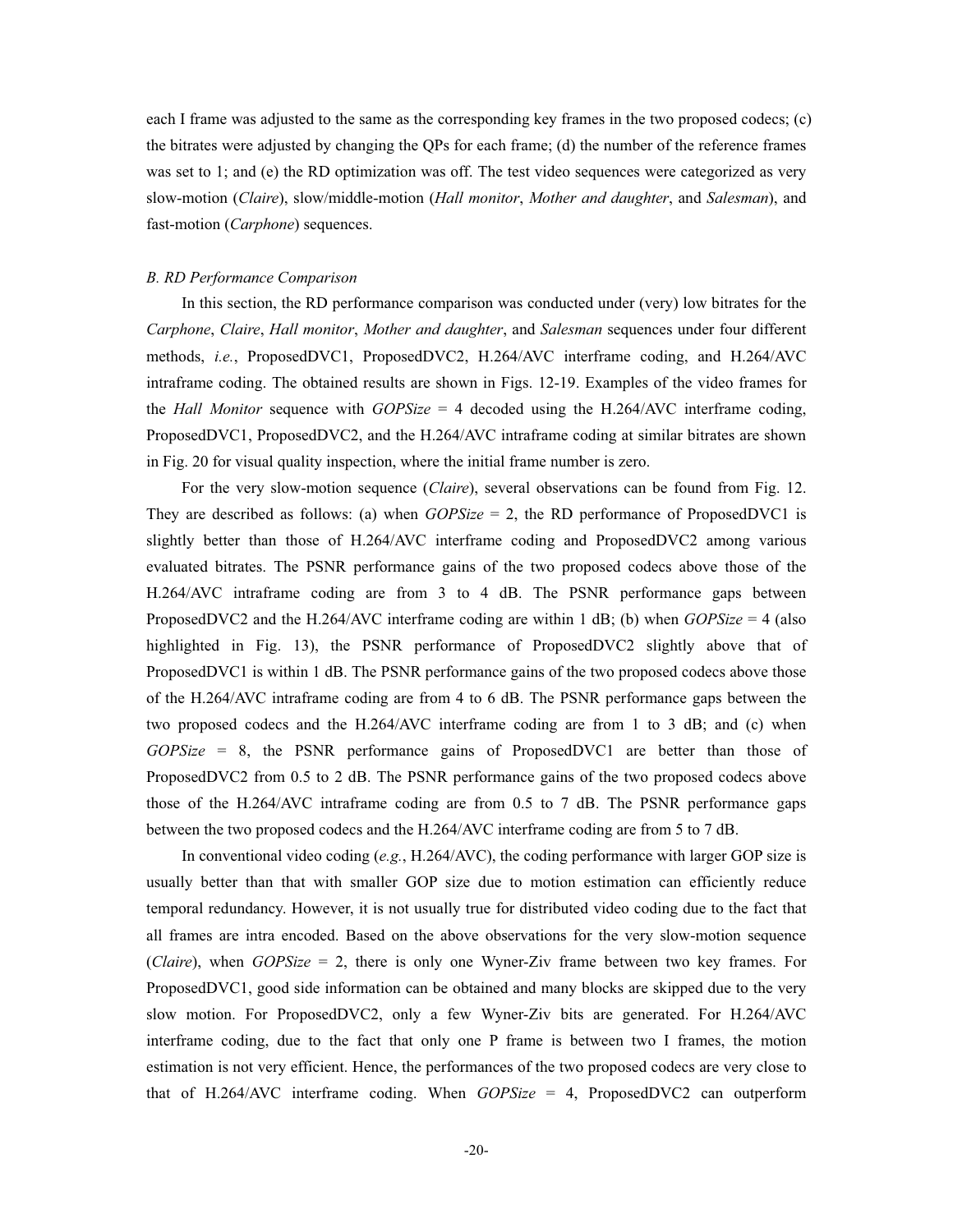each I frame was adjusted to the same as the corresponding key frames in the two proposed codecs; (c) the bitrates were adjusted by changing the QPs for each frame; (d) the number of the reference frames was set to 1; and (e) the RD optimization was off. The test video sequences were categorized as very slow-motion (*Claire*), slow/middle-motion (*Hall monitor*, *Mother and daughter*, and *Salesman*), and fast-motion (*Carphone*) sequences.

### *B. RD Performance Comparison*

In this section, the RD performance comparison was conducted under (very) low bitrates for the *Carphone*, *Claire*, *Hall monitor*, *Mother and daughter*, and *Salesman* sequences under four different methods, *i.e.*, ProposedDVC1, ProposedDVC2, H.264/AVC interframe coding, and H.264/AVC intraframe coding. The obtained results are shown in Figs. 12-19. Examples of the video frames for the *Hall Monitor* sequence with *GOPSize* = 4 decoded using the H.264/AVC interframe coding, ProposedDVC1, ProposedDVC2, and the H.264/AVC intraframe coding at similar bitrates are shown in Fig. 20 for visual quality inspection, where the initial frame number is zero.

For the very slow-motion sequence (*Claire*), several observations can be found from Fig. 12. They are described as follows: (a) when *GOPSize* = 2, the RD performance of ProposedDVC1 is slightly better than those of H.264/AVC interframe coding and ProposedDVC2 among various evaluated bitrates. The PSNR performance gains of the two proposed codecs above those of the H.264/AVC intraframe coding are from 3 to 4 dB. The PSNR performance gaps between ProposedDVC2 and the H.264/AVC interframe coding are within 1 dB; (b) when *GOPSize* = 4 (also highlighted in Fig. 13), the PSNR performance of ProposedDVC2 slightly above that of ProposedDVC1 is within 1 dB. The PSNR performance gains of the two proposed codecs above those of the H.264/AVC intraframe coding are from 4 to 6 dB. The PSNR performance gaps between the two proposed codecs and the H.264/AVC interframe coding are from 1 to 3 dB; and (c) when *GOPSize* = 8, the PSNR performance gains of ProposedDVC1 are better than those of ProposedDVC2 from 0.5 to 2 dB. The PSNR performance gains of the two proposed codecs above those of the H.264/AVC intraframe coding are from 0.5 to 7 dB. The PSNR performance gaps between the two proposed codecs and the H.264/AVC interframe coding are from 5 to 7 dB.

In conventional video coding (*e.g.*, H.264/AVC), the coding performance with larger GOP size is usually better than that with smaller GOP size due to motion estimation can efficiently reduce temporal redundancy. However, it is not usually true for distributed video coding due to the fact that all frames are intra encoded. Based on the above observations for the very slow-motion sequence (*Claire*), when *GOPSize* = 2, there is only one Wyner-Ziv frame between two key frames. For ProposedDVC1, good side information can be obtained and many blocks are skipped due to the very slow motion. For ProposedDVC2, only a few Wyner-Ziv bits are generated. For H.264/AVC interframe coding, due to the fact that only one P frame is between two I frames, the motion estimation is not very efficient. Hence, the performances of the two proposed codecs are very close to that of H.264/AVC interframe coding. When *GOPSize* = 4, ProposedDVC2 can outperform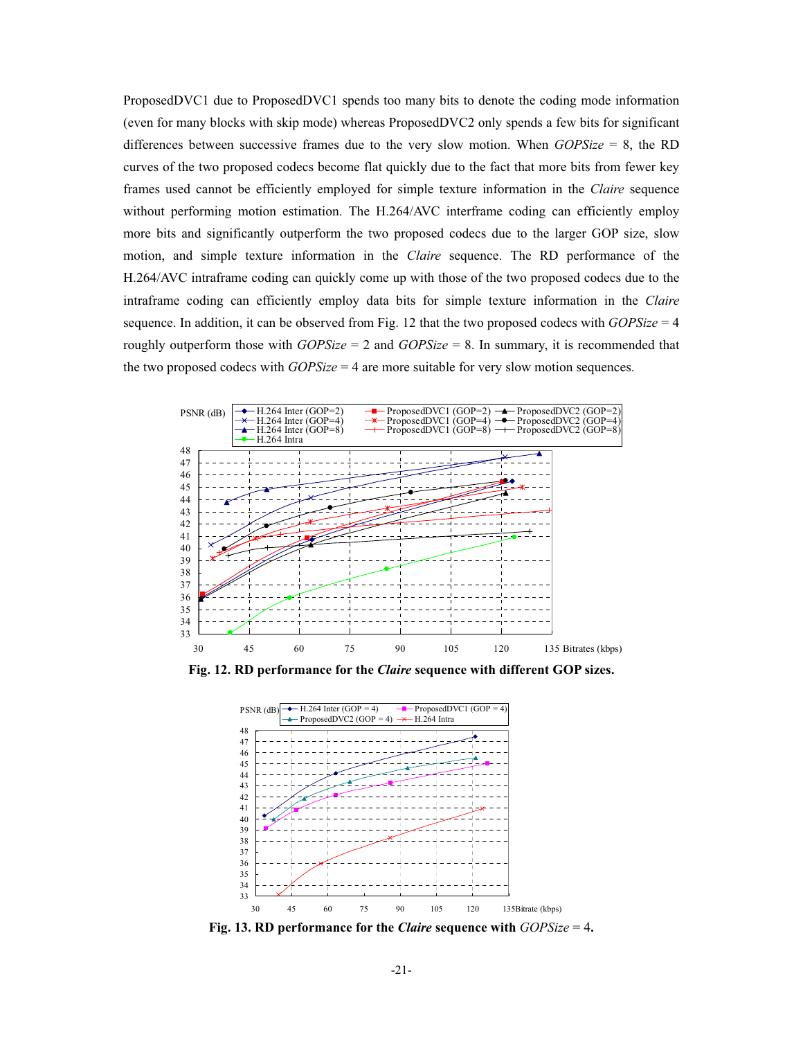ProposedDVC1 due to ProposedDVC1 spends too many bits to denote the coding mode information (even for many blocks with skip mode) whereas ProposedDVC2 only spends a few bits for significant differences between successive frames due to the very slow motion. When *GOPSize* = 8, the RD curves of the two proposed codecs become flat quickly due to the fact that more bits from fewer key frames used cannot be efficiently employed for simple texture information in the *Claire* sequence without performing motion estimation. The H.264/AVC interframe coding can efficiently employ more bits and significantly outperform the two proposed codecs due to the larger GOP size, slow motion, and simple texture information in the *Claire* sequence. The RD performance of the H.264/AVC intraframe coding can quickly come up with those of the two proposed codecs due to the intraframe coding can efficiently employ data bits for simple texture information in the *Claire* sequence. In addition, it can be observed from Fig. 12 that the two proposed codecs with *GOPSize* = 4 roughly outperform those with *GOPSize* = 2 and *GOPSize* = 8. In summary, it is recommended that the two proposed codecs with *GOPSize* = 4 are more suitable for very slow motion sequences.

**Fig. 12. RD performance for the *Claire* sequence with different GOP sizes.**

**Fig. 13. RD performance for the *Claire* sequence with *GOPSize* = 4.**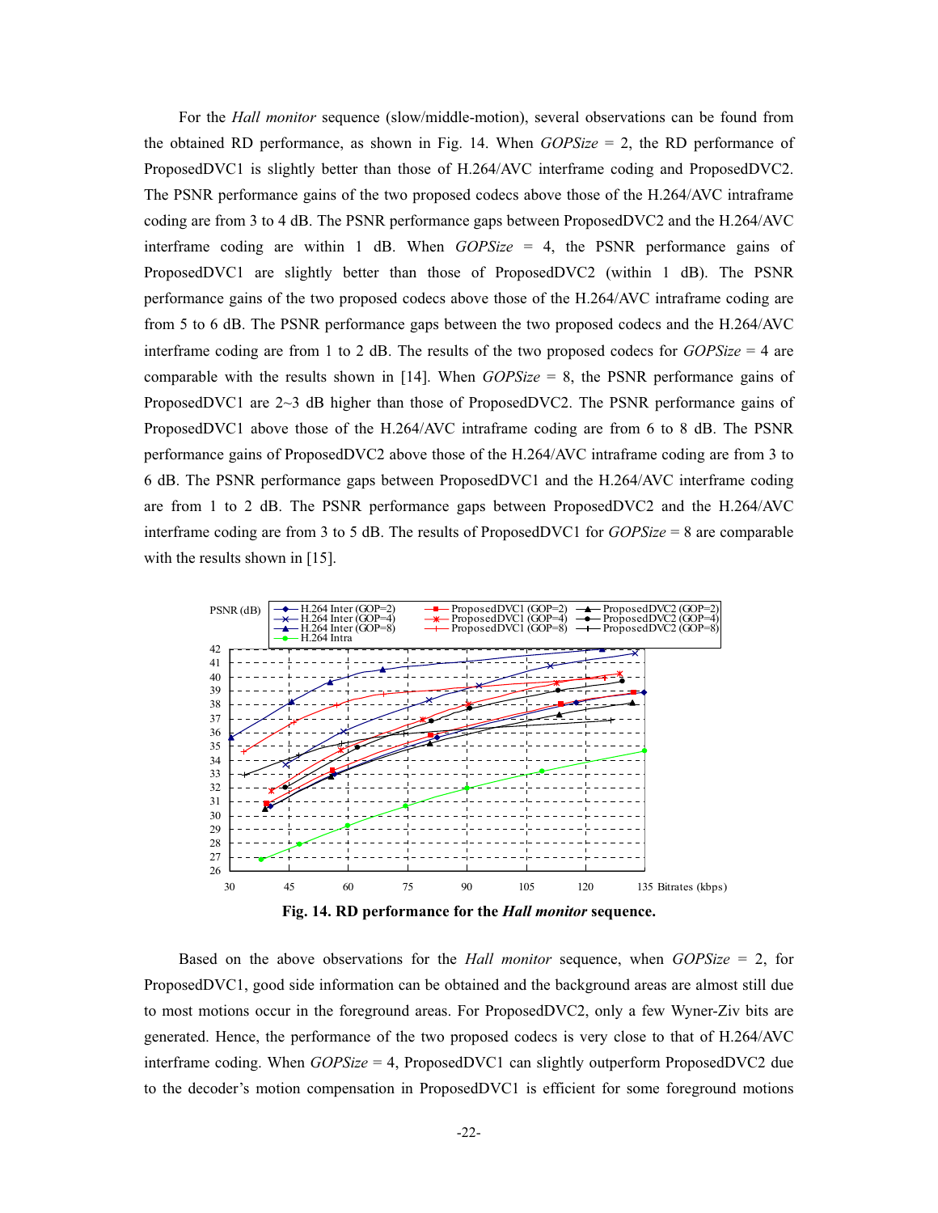For the *Hall monitor* sequence (slow/middle-motion), several observations can be found from the obtained RD performance, as shown in Fig. 14. When *GOPSize* = 2, the RD performance of ProposedDVC1 is slightly better than those of H.264/AVC interframe coding and ProposedDVC2. The PSNR performance gains of the two proposed codecs above those of the H.264/AVC intraframe coding are from 3 to 4 dB. The PSNR performance gaps between ProposedDVC2 and the H.264/AVC interframe coding are within 1 dB. When *GOPSize* = 4, the PSNR performance gains of ProposedDVC1 are slightly better than those of ProposedDVC2 (within 1 dB). The PSNR performance gains of the two proposed codecs above those of the H.264/AVC intraframe coding are from 5 to 6 dB. The PSNR performance gaps between the two proposed codecs and the H.264/AVC interframe coding are from 1 to 2 dB. The results of the two proposed codecs for *GOPSize* = 4 are comparable with the results shown in [14]. When *GOPSize* = 8, the PSNR performance gains of ProposedDVC1 are 2~3 dB higher than those of ProposedDVC2. The PSNR performance gains of ProposedDVC1 above those of the H.264/AVC intraframe coding are from 6 to 8 dB. The PSNR performance gains of ProposedDVC2 above those of the H.264/AVC intraframe coding are from 3 to 6 dB. The PSNR performance gaps between ProposedDVC1 and the H.264/AVC interframe coding are from 1 to 2 dB. The PSNR performance gaps between ProposedDVC2 and the H.264/AVC interframe coding are from 3 to 5 dB. The results of ProposedDVC1 for *GOPSize* = 8 are comparable with the results shown in [15].

**Fig. 14. RD performance for the *Hall monitor* sequence.**

Based on the above observations for the *Hall monitor* sequence, when *GOPSize* = 2, for ProposedDVC1, good side information can be obtained and the background areas are almost still due to most motions occur in the foreground areas. For ProposedDVC2, only a few Wyner-Ziv bits are generated. Hence, the performance of the two proposed codecs is very close to that of H.264/AVC interframe coding. When *GOPSize* = 4, ProposedDVC1 can slightly outperform ProposedDVC2 due to the decoder's motion compensation in ProposedDVC1 is efficient for some foreground motions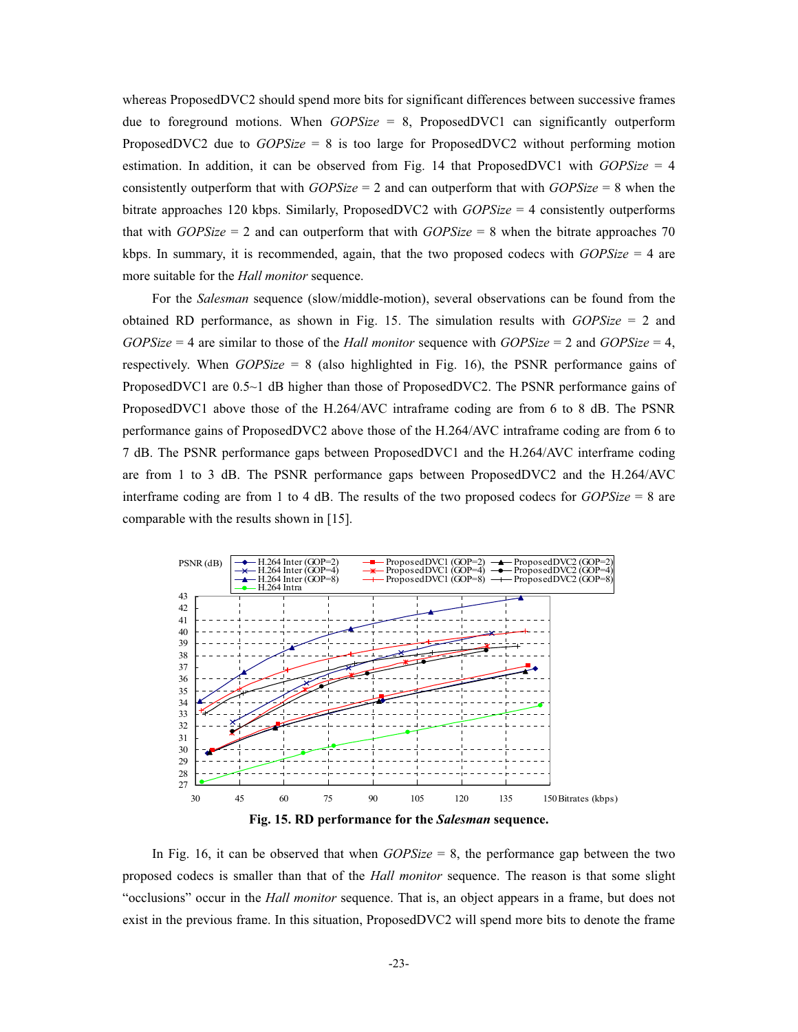whereas ProposedDVC2 should spend more bits for significant differences between successive frames due to foreground motions. When *GOPSize* = 8, ProposedDVC1 can significantly outperform ProposedDVC2 due to *GOPSize* = 8 is too large for ProposedDVC2 without performing motion estimation. In addition, it can be observed from Fig. 14 that ProposedDVC1 with *GOPSize* = 4 consistently outperform that with *GOPSize* = 2 and can outperform that with *GOPSize* = 8 when the bitrate approaches 120 kbps. Similarly, ProposedDVC2 with *GOPSize* = 4 consistently outperforms that with *GOPSize* = 2 and can outperform that with *GOPSize* = 8 when the bitrate approaches 70 kbps. In summary, it is recommended, again, that the two proposed codecs with *GOPSize* = 4 are more suitable for the *Hall monitor* sequence.

For the *Salesman* sequence (slow/middle-motion), several observations can be found from the obtained RD performance, as shown in Fig. 15. The simulation results with *GOPSize* = 2 and *GOPSize* = 4 are similar to those of the *Hall monitor* sequence with *GOPSize* = 2 and *GOPSize* = 4, respectively. When *GOPSize* = 8 (also highlighted in Fig. 16), the PSNR performance gains of ProposedDVC1 are 0.5~1 dB higher than those of ProposedDVC2. The PSNR performance gains of ProposedDVC1 above those of the H.264/AVC intraframe coding are from 6 to 8 dB. The PSNR performance gains of ProposedDVC2 above those of the H.264/AVC intraframe coding are from 6 to 7 dB. The PSNR performance gaps between ProposedDVC1 and the H.264/AVC interframe coding are from 1 to 3 dB. The PSNR performance gaps between ProposedDVC2 and the H.264/AVC interframe coding are from 1 to 4 dB. The results of the two proposed codecs for *GOPSize* = 8 are comparable with the results shown in [15].

**Fig. 15. RD performance for the *Salesman* sequence.**

In Fig. 16, it can be observed that when *GOPSize* = 8, the performance gap between the two proposed codecs is smaller than that of the *Hall monitor* sequence. The reason is that some slight "occlusions" occur in the *Hall monitor* sequence. That is, an object appears in a frame, but does not exist in the previous frame. In this situation, ProposedDVC2 will spend more bits to denote the frame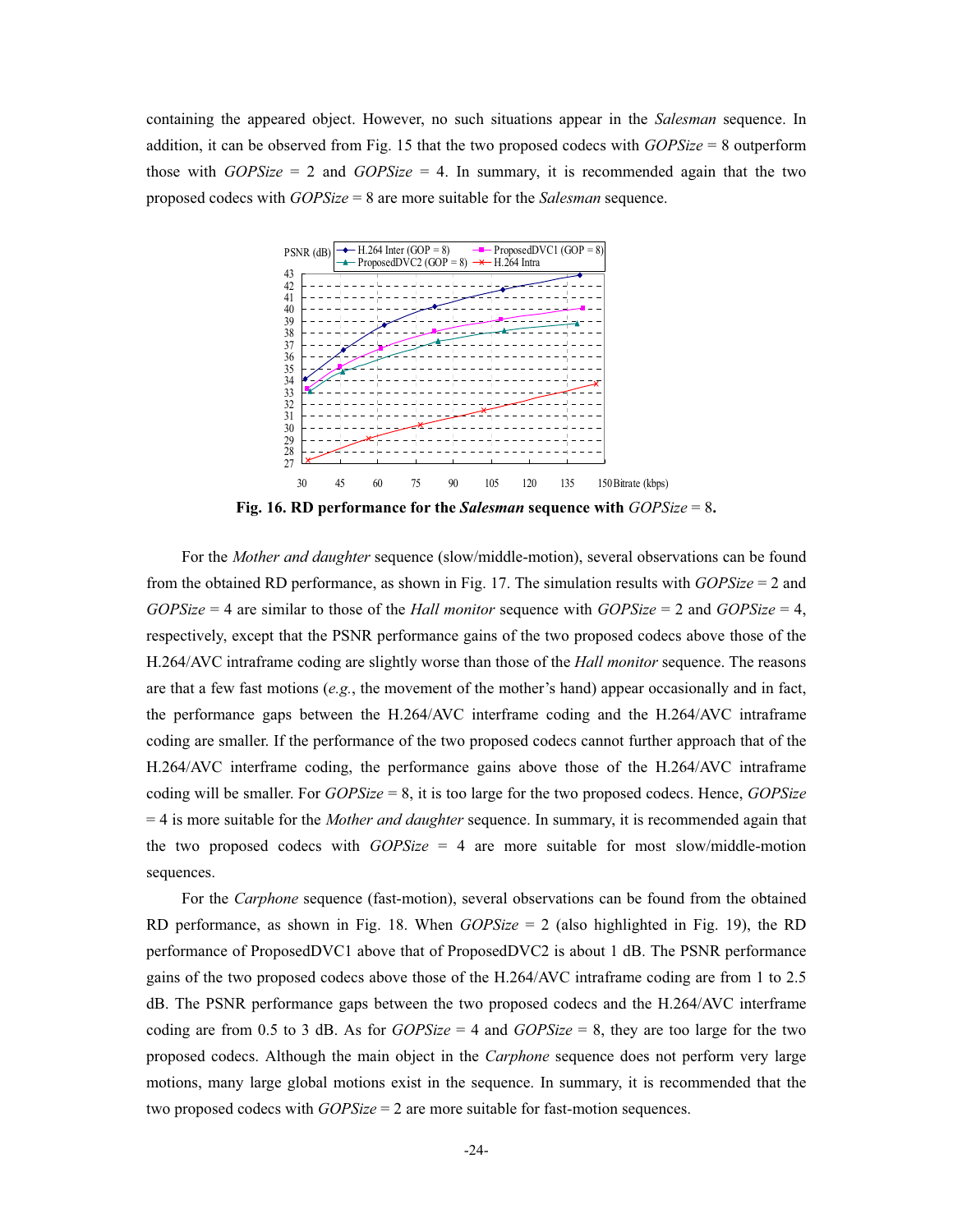containing the appeared object. However, no such situations appear in the *Salesman* sequence. In addition, it can be observed from Fig. 15 that the two proposed codecs with *GOPSize* = 8 outperform those with *GOPSize* = 2 and *GOPSize* = 4. In summary, it is recommended again that the two proposed codecs with *GOPSize* = 8 are more suitable for the *Salesman* sequence.

**Fig. 16. RD performance for the *Salesman* sequence with** ***GOPSize*** **= 8.**

For the *Mother and daughter* sequence (slow/middle-motion), several observations can be found from the obtained RD performance, as shown in Fig. 17. The simulation results with *GOPSize* = 2 and *GOPSize* = 4 are similar to those of the *Hall monitor* sequence with *GOPSize* = 2 and *GOPSize* = 4, respectively, except that the PSNR performance gains of the two proposed codecs above those of the H.264/AVC intraframe coding are slightly worse than those of the *Hall monitor* sequence. The reasons are that a few fast motions (*e.g.*, the movement of the mother's hand) appear occasionally and in fact, the performance gaps between the H.264/AVC interframe coding and the H.264/AVC intraframe coding are smaller. If the performance of the two proposed codecs cannot further approach that of the H.264/AVC interframe coding, the performance gains above those of the H.264/AVC intraframe coding will be smaller. For *GOPSize* = 8, it is too large for the two proposed codecs. Hence, *GOPSize* = 4 is more suitable for the *Mother and daughter* sequence. In summary, it is recommended again that the two proposed codecs with *GOPSize* = 4 are more suitable for most slow/middle-motion sequences.

For the *Carphone* sequence (fast-motion), several observations can be found from the obtained RD performance, as shown in Fig. 18. When *GOPSize* = 2 (also highlighted in Fig. 19), the RD performance of ProposedDVC1 above that of ProposedDVC2 is about 1 dB. The PSNR performance gains of the two proposed codecs above those of the H.264/AVC intraframe coding are from 1 to 2.5 dB. The PSNR performance gaps between the two proposed codecs and the H.264/AVC interframe coding are from 0.5 to 3 dB. As for *GOPSize* = 4 and *GOPSize* = 8, they are too large for the two proposed codecs. Although the main object in the *Carphone* sequence does not perform very large motions, many large global motions exist in the sequence. In summary, it is recommended that the two proposed codecs with *GOPSize* = 2 are more suitable for fast-motion sequences.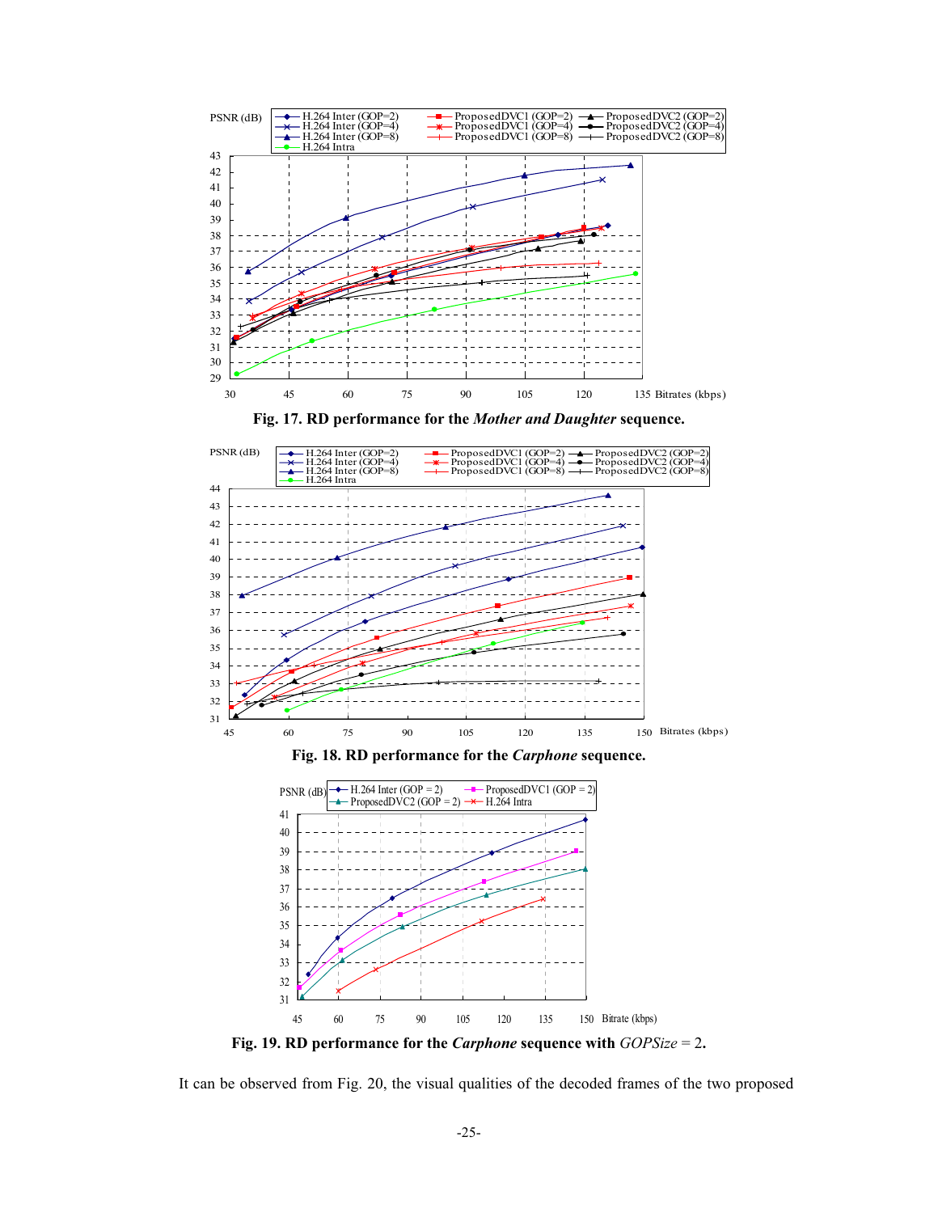**Fig. 17. RD performance for the *Mother and Daughter* sequence.**

**Fig. 18. RD performance for the *Carphone* sequence.**

**Fig. 19. RD performance for the *Carphone* sequence with *GOPSize* = 2.**

It can be observed from Fig. 20, the visual qualities of the decoded frames of the two proposed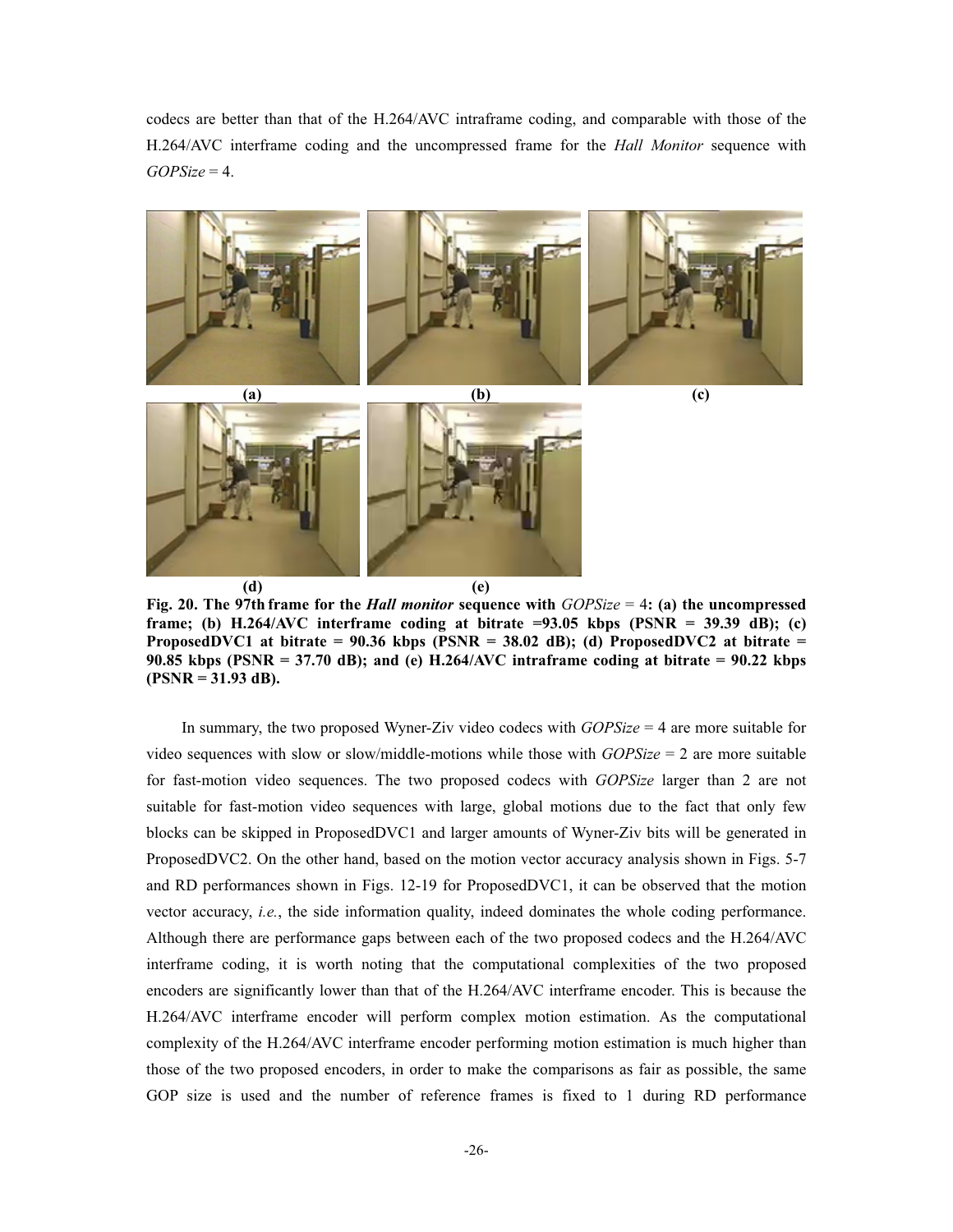codecs are better than that of the H.264/AVC intraframe coding, and comparable with those of the H.264/AVC interframe coding and the uncompressed frame for the *Hall Monitor* sequence with *GOPSize* = 4.

(a) (b) (c)

(d) (e)

**Fig. 20. The 97th frame for the *Hall monitor* sequence with** *GOPSize* = 4**: (a) the uncompressed frame; (b) H.264/AVC interframe coding at bitrate =93.05 kbps (PSNR = 39.39 dB); (c) ProposedDVC1 at bitrate = 90.36 kbps (PSNR = 38.02 dB); (d) ProposedDVC2 at bitrate = 90.85 kbps (PSNR = 37.70 dB); and (e) H.264/AVC intraframe coding at bitrate = 90.22 kbps (PSNR = 31.93 dB).**

In summary, the two proposed Wyner-Ziv video codecs with *GOPSize* = 4 are more suitable for video sequences with slow or slow/middle-motions while those with *GOPSize* = 2 are more suitable for fast-motion video sequences. The two proposed codecs with *GOPSize* larger than 2 are not suitable for fast-motion video sequences with large, global motions due to the fact that only few blocks can be skipped in ProposedDVC1 and larger amounts of Wyner-Ziv bits will be generated in ProposedDVC2. On the other hand, based on the motion vector accuracy analysis shown in Figs. 5-7 and RD performances shown in Figs. 12-19 for ProposedDVC1, it can be observed that the motion vector accuracy, *i.e.*, the side information quality, indeed dominates the whole coding performance. Although there are performance gaps between each of the two proposed codecs and the H.264/AVC interframe coding, it is worth noting that the computational complexities of the two proposed encoders are significantly lower than that of the H.264/AVC interframe encoder. This is because the H.264/AVC interframe encoder will perform complex motion estimation. As the computational complexity of the H.264/AVC interframe encoder performing motion estimation is much higher than those of the two proposed encoders, in order to make the comparisons as fair as possible, the same GOP size is used and the number of reference frames is fixed to 1 during RD performance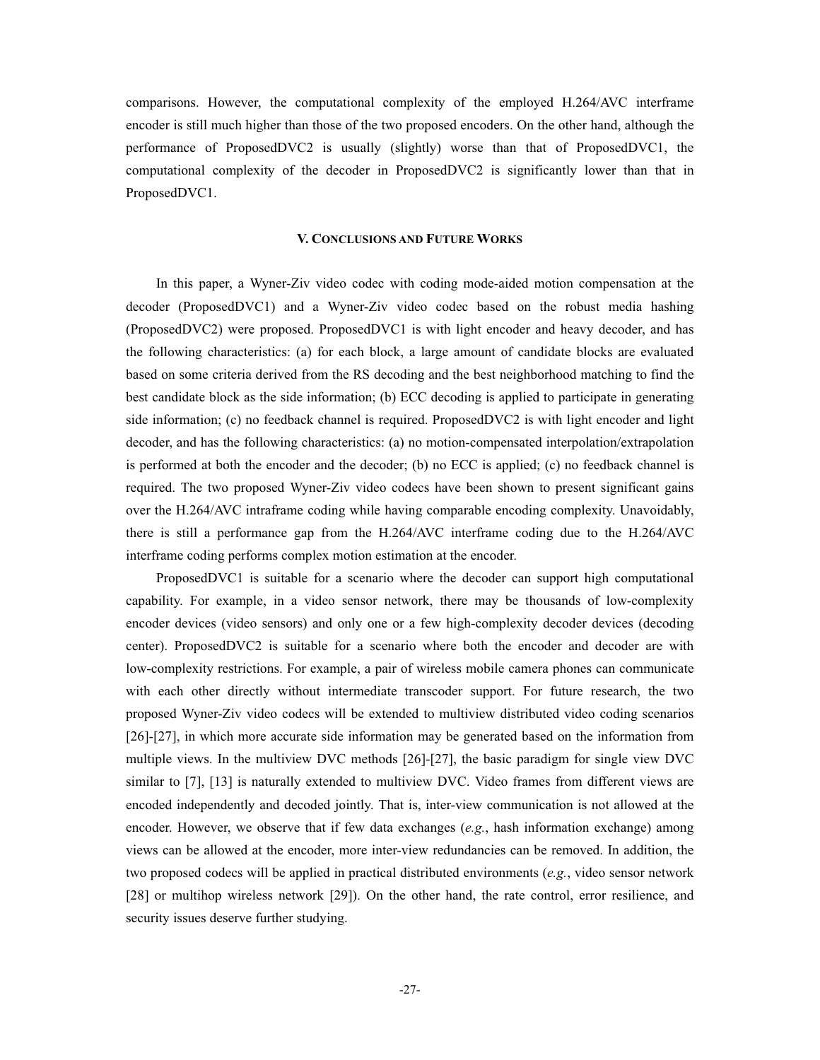comparisons. However, the computational complexity of the employed H.264/AVC interframe encoder is still much higher than those of the two proposed encoders. On the other hand, although the performance of ProposedDVC2 is usually (slightly) worse than that of ProposedDVC1, the computational complexity of the decoder in ProposedDVC2 is significantly lower than that in ProposedDVC1.

## V. Conclusions and Future Works

In this paper, a Wyner-Ziv video codec with coding mode-aided motion compensation at the decoder (ProposedDVC1) and a Wyner-Ziv video codec based on the robust media hashing (ProposedDVC2) were proposed. ProposedDVC1 is with light encoder and heavy decoder, and has the following characteristics: (a) for each block, a large amount of candidate blocks are evaluated based on some criteria derived from the RS decoding and the best neighborhood matching to find the best candidate block as the side information; (b) ECC decoding is applied to participate in generating side information; (c) no feedback channel is required. ProposedDVC2 is with light encoder and light decoder, and has the following characteristics: (a) no motion-compensated interpolation/extrapolation is performed at both the encoder and the decoder; (b) no ECC is applied; (c) no feedback channel is required. The two proposed Wyner-Ziv video codecs have been shown to present significant gains over the H.264/AVC intraframe coding while having comparable encoding complexity. Unavoidably, there is still a performance gap from the H.264/AVC interframe coding due to the H.264/AVC interframe coding performs complex motion estimation at the encoder.

ProposedDVC1 is suitable for a scenario where the decoder can support high computational capability. For example, in a video sensor network, there may be thousands of low-complexity encoder devices (video sensors) and only one or a few high-complexity decoder devices (decoding center). ProposedDVC2 is suitable for a scenario where both the encoder and decoder are with low-complexity restrictions. For example, a pair of wireless mobile camera phones can communicate with each other directly without intermediate transcoder support. For future research, the two proposed Wyner-Ziv video codecs will be extended to multiview distributed video coding scenarios [26]-[27], in which more accurate side information may be generated based on the information from multiple views. In the multiview DVC methods [26]-[27], the basic paradigm for single view DVC similar to [7], [13] is naturally extended to multiview DVC. Video frames from different views are encoded independently and decoded jointly. That is, inter-view communication is not allowed at the encoder. However, we observe that if few data exchanges (*e.g.*, hash information exchange) among views can be allowed at the encoder, more inter-view redundancies can be removed. In addition, the two proposed codecs will be applied in practical distributed environments (*e.g.*, video sensor network [28] or multihop wireless network [29]). On the other hand, the rate control, error resilience, and security issues deserve further studying.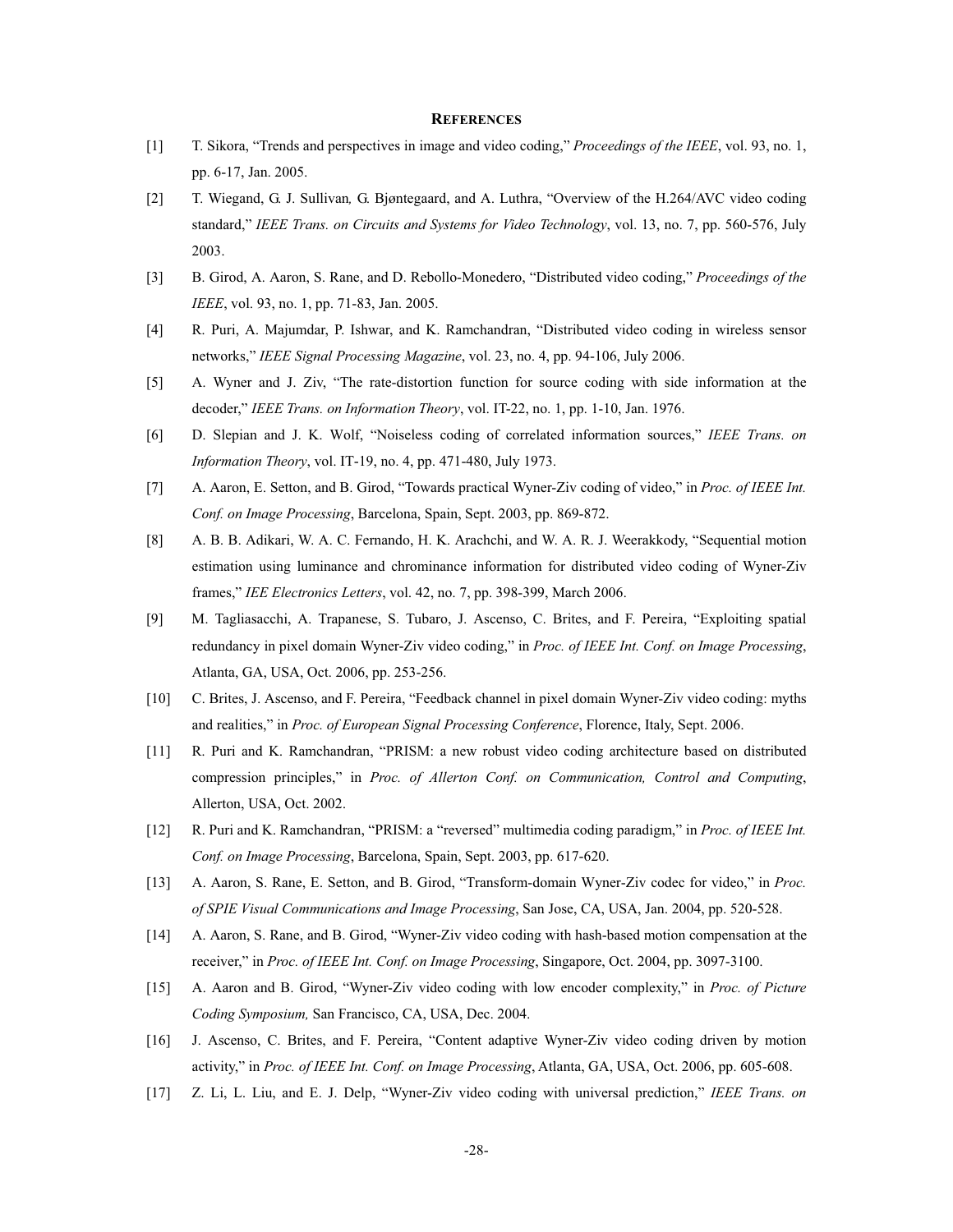## References

[1] T. Sikora, "Trends and perspectives in image and video coding," *Proceedings of the IEEE*, vol. 93, no. 1, pp. 6-17, Jan. 2005.

[2] T. Wiegand, G. J. Sullivan, G. Bjøntegaard, and A. Luthra, "Overview of the H.264/AVC video coding standard," *IEEE Trans. on Circuits and Systems for Video Technology*, vol. 13, no. 7, pp. 560-576, July 2003.

[3] B. Girod, A. Aaron, S. Rane, and D. Rebollo-Monedero, "Distributed video coding," *Proceedings of the IEEE*, vol. 93, no. 1, pp. 71-83, Jan. 2005.

[4] R. Puri, A. Majumdar, P. Ishwar, and K. Ramchandran, "Distributed video coding in wireless sensor networks," *IEEE Signal Processing Magazine*, vol. 23, no. 4, pp. 94-106, July 2006.

[5] A. Wyner and J. Ziv, "The rate-distortion function for source coding with side information at the decoder," *IEEE Trans. on Information Theory*, vol. IT-22, no. 1, pp. 1-10, Jan. 1976.

[6] D. Slepian and J. K. Wolf, "Noiseless coding of correlated information sources," *IEEE Trans. on Information Theory*, vol. IT-19, no. 4, pp. 471-480, July 1973.

[7] A. Aaron, E. Setton, and B. Girod, "Towards practical Wyner-Ziv coding of video," in *Proc. of IEEE Int. Conf. on Image Processing*, Barcelona, Spain, Sept. 2003, pp. 869-872.

[8] A. B. B. Adikari, W. A. C. Fernando, H. K. Arachchi, and W. A. R. J. Weerakkody, "Sequential motion estimation using luminance and chrominance information for distributed video coding of Wyner-Ziv frames," *IEE Electronics Letters*, vol. 42, no. 7, pp. 398-399, March 2006.

[9] M. Tagliasacchi, A. Trapanese, S. Tubaro, J. Ascenso, C. Brites, and F. Pereira, "Exploiting spatial redundancy in pixel domain Wyner-Ziv video coding," in *Proc. of IEEE Int. Conf. on Image Processing*, Atlanta, GA, USA, Oct. 2006, pp. 253-256.

[10] C. Brites, J. Ascenso, and F. Pereira, "Feedback channel in pixel domain Wyner-Ziv video coding: myths and realities," in *Proc. of European Signal Processing Conference*, Florence, Italy, Sept. 2006.

[11] R. Puri and K. Ramchandran, "PRISM: a new robust video coding architecture based on distributed compression principles," in *Proc. of Allerton Conf. on Communication, Control and Computing*, Allerton, USA, Oct. 2002.

[12] R. Puri and K. Ramchandran, "PRISM: a "reversed" multimedia coding paradigm," in *Proc. of IEEE Int. Conf. on Image Processing*, Barcelona, Spain, Sept. 2003, pp. 617-620.

[13] A. Aaron, S. Rane, E. Setton, and B. Girod, "Transform-domain Wyner-Ziv codec for video," in *Proc. of SPIE Visual Communications and Image Processing*, San Jose, CA, USA, Jan. 2004, pp. 520-528.

[14] A. Aaron, S. Rane, and B. Girod, "Wyner-Ziv video coding with hash-based motion compensation at the receiver," in *Proc. of IEEE Int. Conf. on Image Processing*, Singapore, Oct. 2004, pp. 3097-3100.

[15] A. Aaron and B. Girod, "Wyner-Ziv video coding with low encoder complexity," in *Proc. of Picture Coding Symposium,* San Francisco, CA, USA, Dec. 2004.

[16] J. Ascenso, C. Brites, and F. Pereira, "Content adaptive Wyner-Ziv video coding driven by motion activity," in *Proc. of IEEE Int. Conf. on Image Processing*, Atlanta, GA, USA, Oct. 2006, pp. 605-608.

[17] Z. Li, L. Liu, and E. J. Delp, "Wyner-Ziv video coding with universal prediction," *IEEE Trans. on*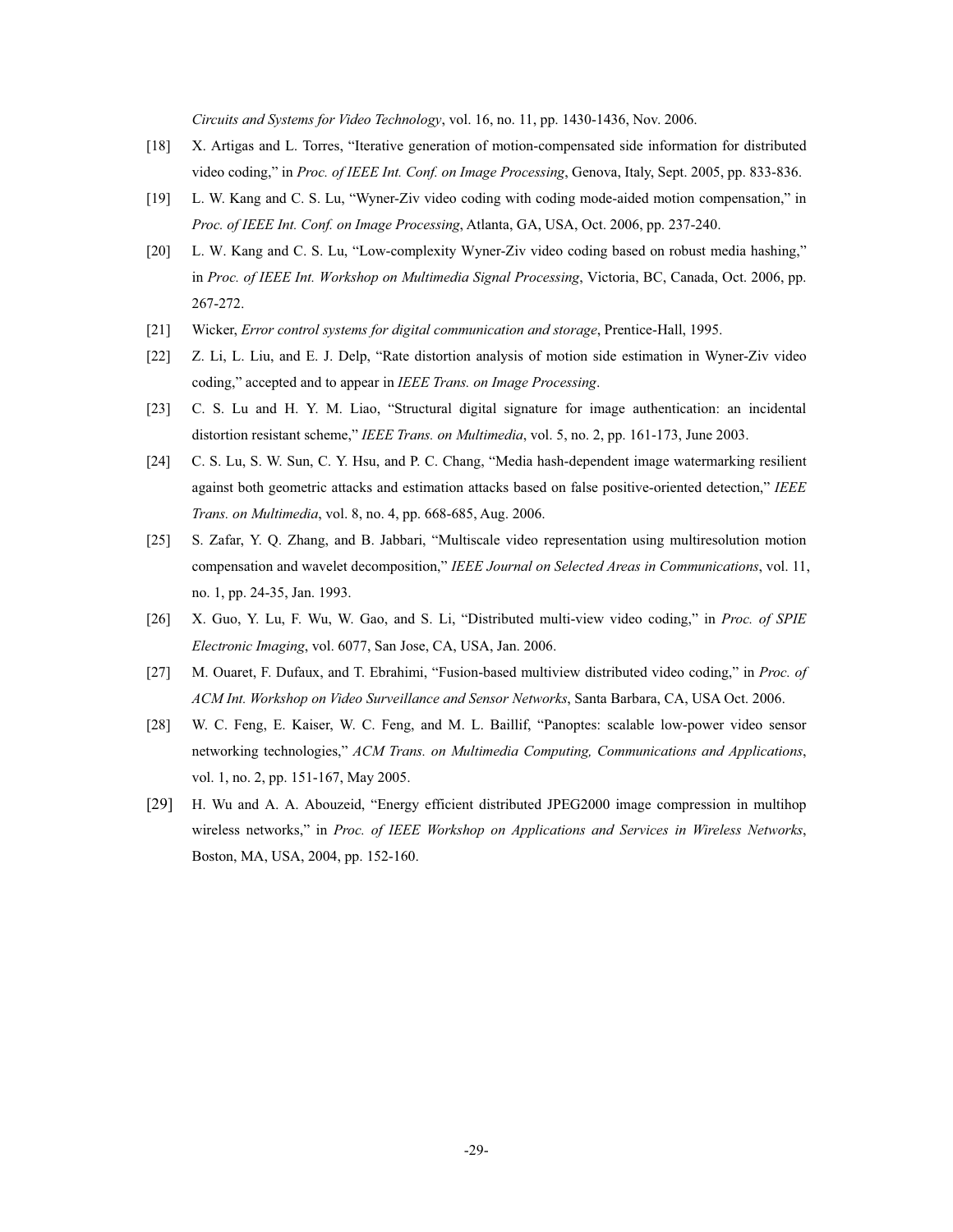*Circuits and Systems for Video Technology*, vol. 16, no. 11, pp. 1430-1436, Nov. 2006.

[18] X. Artigas and L. Torres, “Iterative generation of motion-compensated side information for distributed video coding,” in *Proc. of IEEE Int. Conf. on Image Processing*, Genova, Italy, Sept. 2005, pp. 833-836.

[19] L. W. Kang and C. S. Lu, “Wyner-Ziv video coding with coding mode-aided motion compensation,” in *Proc. of IEEE Int. Conf. on Image Processing*, Atlanta, GA, USA, Oct. 2006, pp. 237-240.

[20] L. W. Kang and C. S. Lu, “Low-complexity Wyner-Ziv video coding based on robust media hashing,” in *Proc. of IEEE Int. Workshop on Multimedia Signal Processing*, Victoria, BC, Canada, Oct. 2006, pp. 267-272.

[21] Wicker, *Error control systems for digital communication and storage*, Prentice-Hall, 1995.

[22] Z. Li, L. Liu, and E. J. Delp, “Rate distortion analysis of motion side estimation in Wyner-Ziv video coding,” accepted and to appear in *IEEE Trans. on Image Processing*.

[23] C. S. Lu and H. Y. M. Liao, “Structural digital signature for image authentication: an incidental distortion resistant scheme,” *IEEE Trans. on Multimedia*, vol. 5, no. 2, pp. 161-173, June 2003.

[24] C. S. Lu, S. W. Sun, C. Y. Hsu, and P. C. Chang, “Media hash-dependent image watermarking resilient against both geometric attacks and estimation attacks based on false positive-oriented detection,” *IEEE Trans. on Multimedia*, vol. 8, no. 4, pp. 668-685, Aug. 2006.

[25] S. Zafar, Y. Q. Zhang, and B. Jabbari, “Multiscale video representation using multiresolution motion compensation and wavelet decomposition,” *IEEE Journal on Selected Areas in Communications*, vol. 11, no. 1, pp. 24-35, Jan. 1993.

[26] X. Guo, Y. Lu, F. Wu, W. Gao, and S. Li, “Distributed multi-view video coding,” in *Proc. of SPIE Electronic Imaging*, vol. 6077, San Jose, CA, USA, Jan. 2006.

[27] M. Ouaret, F. Dufaux, and T. Ebrahimi, “Fusion-based multiview distributed video coding,” in *Proc. of ACM Int. Workshop on Video Surveillance and Sensor Networks*, Santa Barbara, CA, USA Oct. 2006.

[28] W. C. Feng, E. Kaiser, W. C. Feng, and M. L. Baillif, “Panoptes: scalable low-power video sensor networking technologies,” *ACM Trans. on Multimedia Computing, Communications and Applications*, vol. 1, no. 2, pp. 151-167, May 2005.

[29] H. Wu and A. A. Abouzeid, “Energy efficient distributed JPEG2000 image compression in multihop wireless networks,” in *Proc. of IEEE Workshop on Applications and Services in Wireless Networks*, Boston, MA, USA, 2004, pp. 152-160.